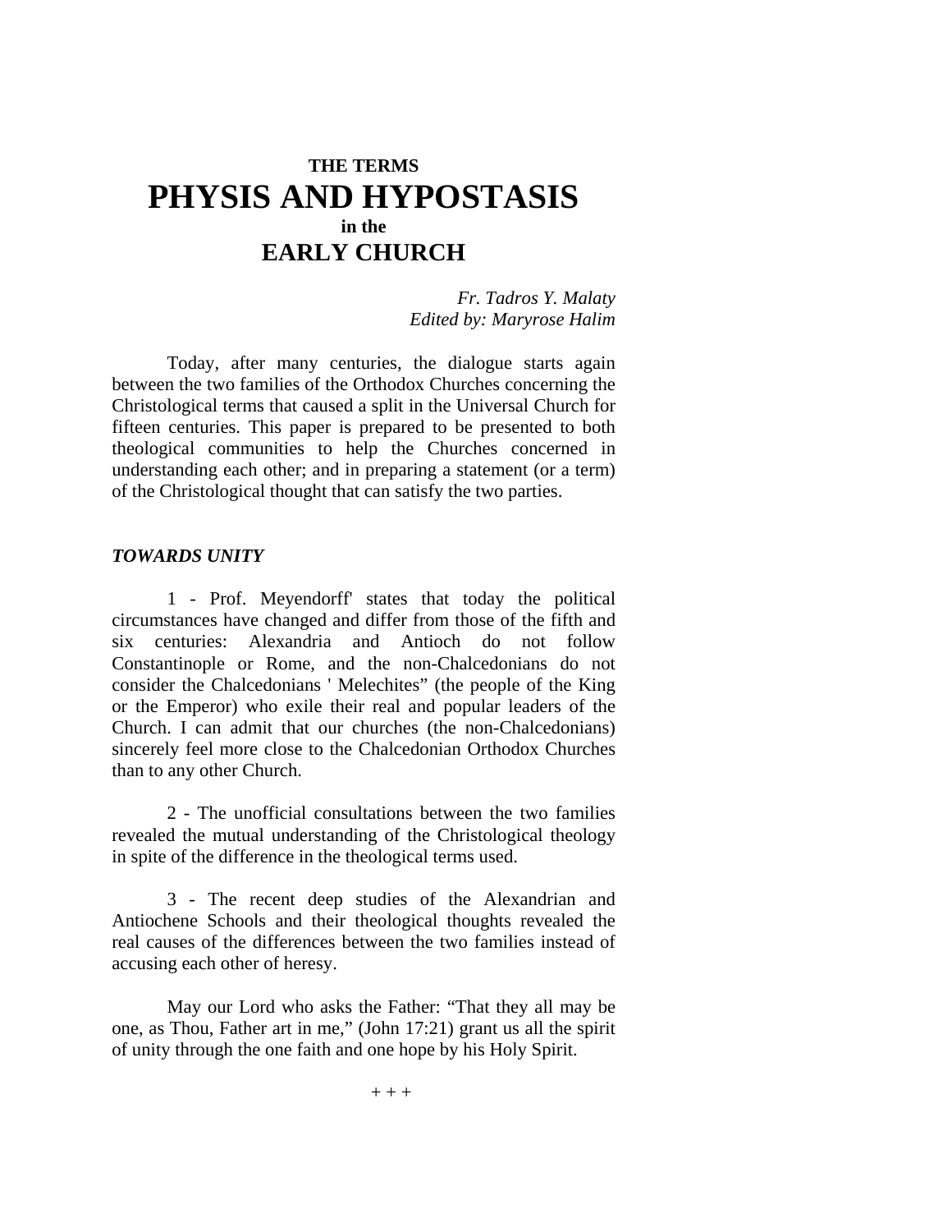# THE TERMS
# PHYSIS AND HYPOSTASIS
## in the
# EARLY CHURCH

*Fr. Tadros Y. Malaty*
*Edited by: Maryrose Halim*

Today, after many centuries, the dialogue starts again between the two families of the Orthodox Churches concerning the Christological terms that caused a split in the Universal Church for fifteen centuries. This paper is prepared to be presented to both theological communities to help the Churches concerned in understanding each other; and in preparing a statement (or a term) of the Christological thought that can satisfy the two parties.

### *TOWARDS UNITY*

1 - Prof. Meyendorff' states that today the political circumstances have changed and differ from those of the fifth and six centuries: Alexandria and Antioch do not follow Constantinople or Rome, and the non-Chalcedonians do not consider the Chalcedonians ' Melechites" (the people of the King or the Emperor) who exile their real and popular leaders of the Church. I can admit that our churches (the non-Chalcedonians) sincerely feel more close to the Chalcedonian Orthodox Churches than to any other Church.

2 - The unofficial consultations between the two families revealed the mutual understanding of the Christological theology in spite of the difference in the theological terms used.

3 - The recent deep studies of the Alexandrian and Antiochene Schools and their theological thoughts revealed the real causes of the differences between the two families instead of accusing each other of heresy.

May our Lord who asks the Father: "That they all may be one, as Thou, Father art in me," (John 17:21) grant us all the spirit of unity through the one faith and one hope by his Holy Spirit.

\+ + +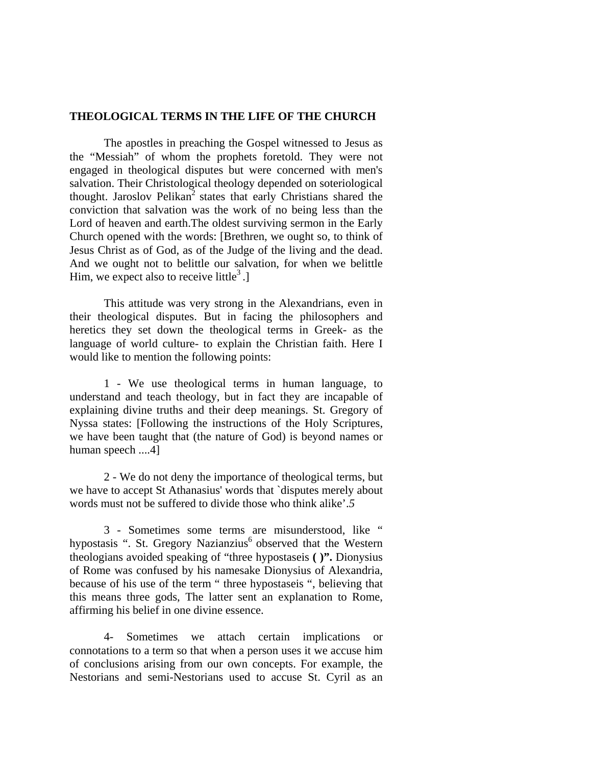## THEOLOGICAL TERMS IN THE LIFE OF THE CHURCH

The apostles in preaching the Gospel witnessed to Jesus as the "Messiah" of whom the prophets foretold. They were not engaged in theological disputes but were concerned with men's salvation. Their Christological theology depended on soteriological thought. Jaroslov Pelikan[2] states that early Christians shared the conviction that salvation was the work of no being less than the Lord of heaven and earth.The oldest surviving sermon in the Early Church opened with the words: [Brethren, we ought so, to think of Jesus Christ as of God, as of the Judge of the living and the dead. And we ought not to belittle our salvation, for when we belittle Him, we expect also to receive little[3].]

This attitude was very strong in the Alexandrians, even in their theological disputes. But in facing the philosophers and heretics they set down the theological terms in Greek- as the language of world culture- to explain the Christian faith. Here I would like to mention the following points:

1 - We use theological terms in human language, to understand and teach theology, but in fact they are incapable of explaining divine truths and their deep meanings. St. Gregory of Nyssa states: [Following the instructions of the Holy Scriptures, we have been taught that (the nature of God) is beyond names or human speech ....4]

2 - We do not deny the importance of theological terms, but we have to accept St Athanasius' words that `disputes merely about words must not be suffered to divide those who think alike'.*5*

3 - Sometimes some terms are misunderstood, like " hypostasis ". St. Gregory Nazianzius[6] observed that the Western theologians avoided speaking of "three hypostaseis **( )".** Dionysius of Rome was confused by his namesake Dionysius of Alexandria, because of his use of the term " three hypostaseis ", believing that this means three gods, The latter sent an explanation to Rome, affirming his belief in one divine essence.

4- Sometimes we attach certain implications or connotations to a term so that when a person uses it we accuse him of conclusions arising from our own concepts. For example, the Nestorians and semi-Nestorians used to accuse St. Cyril as an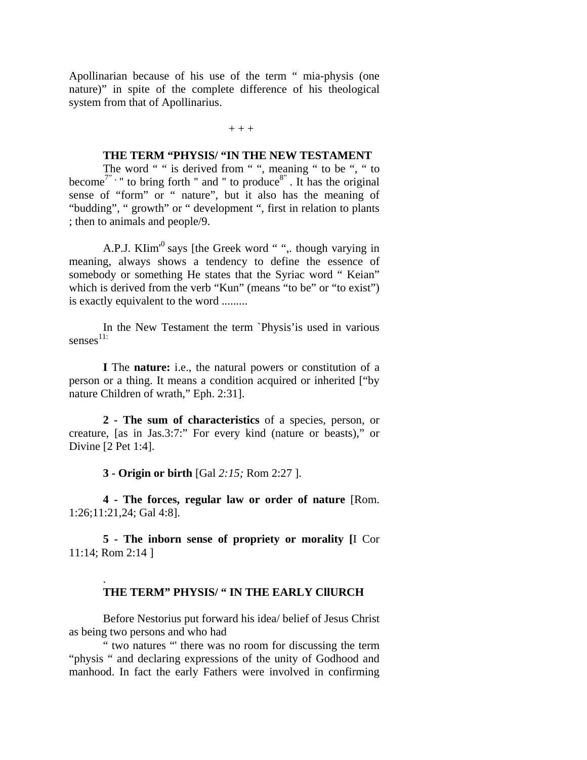Apollinarian because of his use of the term " mia-physis (one nature)" in spite of the complete difference of his theological system from that of Apollinarius.

+ + +

## THE TERM "PHYSIS/ "IN THE NEW TESTAMENT

The word " " is derived from " ", meaning " to be ", " to become[7] " to bring forth " and " to produce[8] . It has the original sense of "form" or " nature", but it also has the meaning of "budding", " growth" or " development ", first in relation to plants ; then to animals and people/9.

A.P.J. KIim[10] says [the Greek word " ",. though varying in meaning, always shows a tendency to define the essence of somebody or something He states that the Syriac word " Keian" which is derived from the verb "Kun" (means "to be" or "to exist") is exactly equivalent to the word .........

In the New Testament the term `Physis'is used in various senses[11]:

**I** The **nature:** i.e., the natural powers or constitution of a person or a thing. It means a condition acquired or inherited ["by nature Children of wrath," Eph. 2:31].

**2 - The sum of characteristics** of a species, person, or creature, [as in Jas.3:7:" For every kind (nature or beasts)," or Divine [2 Pet 1:4].

**3 - Origin or birth** [Gal *2:15;* Rom 2:27 ].

**4 - The forces, regular law or order of nature** [Rom. 1:26;11:21,24; Gal 4:8].

**5 - The inborn sense of propriety or morality [**I Cor 11:14; Rom 2:14 ]

## THE TERM" PHYSIS/ " IN THE EARLY CllURCH

Before Nestorius put forward his idea/ belief of Jesus Christ as being two persons and who had

" two natures "' there was no room for discussing the term "physis " and declaring expressions of the unity of Godhood and manhood. In fact the early Fathers were involved in confirming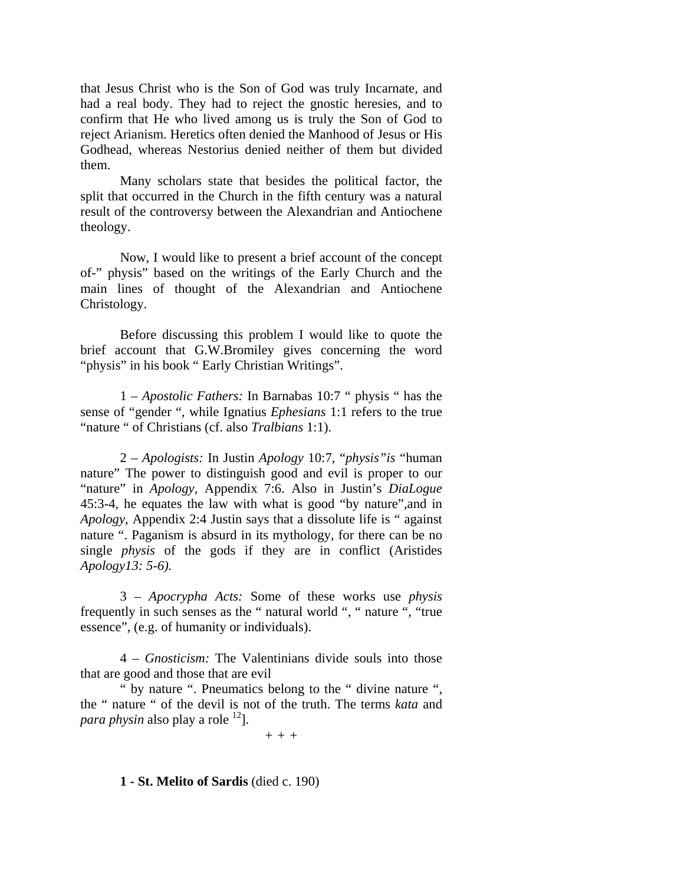that Jesus Christ who is the Son of God was truly Incarnate, and had a real body. They had to reject the gnostic heresies, and to confirm that He who lived among us is truly the Son of God to reject Arianism. Heretics often denied the Manhood of Jesus or His Godhead, whereas Nestorius denied neither of them but divided them.

Many scholars state that besides the political factor, the split that occurred in the Church in the fifth century was a natural result of the controversy between the Alexandrian and Antiochene theology.

Now, I would like to present a brief account of the concept of-" physis" based on the writings of the Early Church and the main lines of thought of the Alexandrian and Antiochene Christology.

Before discussing this problem I would like to quote the brief account that G.W.Bromiley gives concerning the word "physis" in his book " Early Christian Writings".

1 – *Apostolic Fathers:* In Barnabas 10:7 " physis " has the sense of "gender ", while Ignatius *Ephesians* 1:1 refers to the true "nature " of Christians (cf. also *Tralbians* 1:1).

2 – *Apologists:* In Justin *Apology* 10:7, "*physis"is* "human nature" The power to distinguish good and evil is proper to our "nature" in *Apology,* Appendix 7:6. Also in Justin's *DiaLogue* 45:3-4, he equates the law with what is good "by nature",and in *Apology,* Appendix 2:4 Justin says that a dissolute life is " against nature ". Paganism is absurd in its mythology, for there can be no single *physis* of the gods if they are in conflict (Aristides *Apology13: 5-6).*

3 – *Apocrypha Acts:* Some of these works use *physis* frequently in such senses as the " natural world ", " nature ", "true essence", (e.g. of humanity or individuals).

4 – *Gnosticism:* The Valentinians divide souls into those that are good and those that are evil
" by nature ". Pneumatics belong to the " divine nature ", the " nature " of the devil is not of the truth. The terms *kata* and *para physin* also play a role [12]].

+ + +

**1 - St. Melito of Sardis** (died c. 190)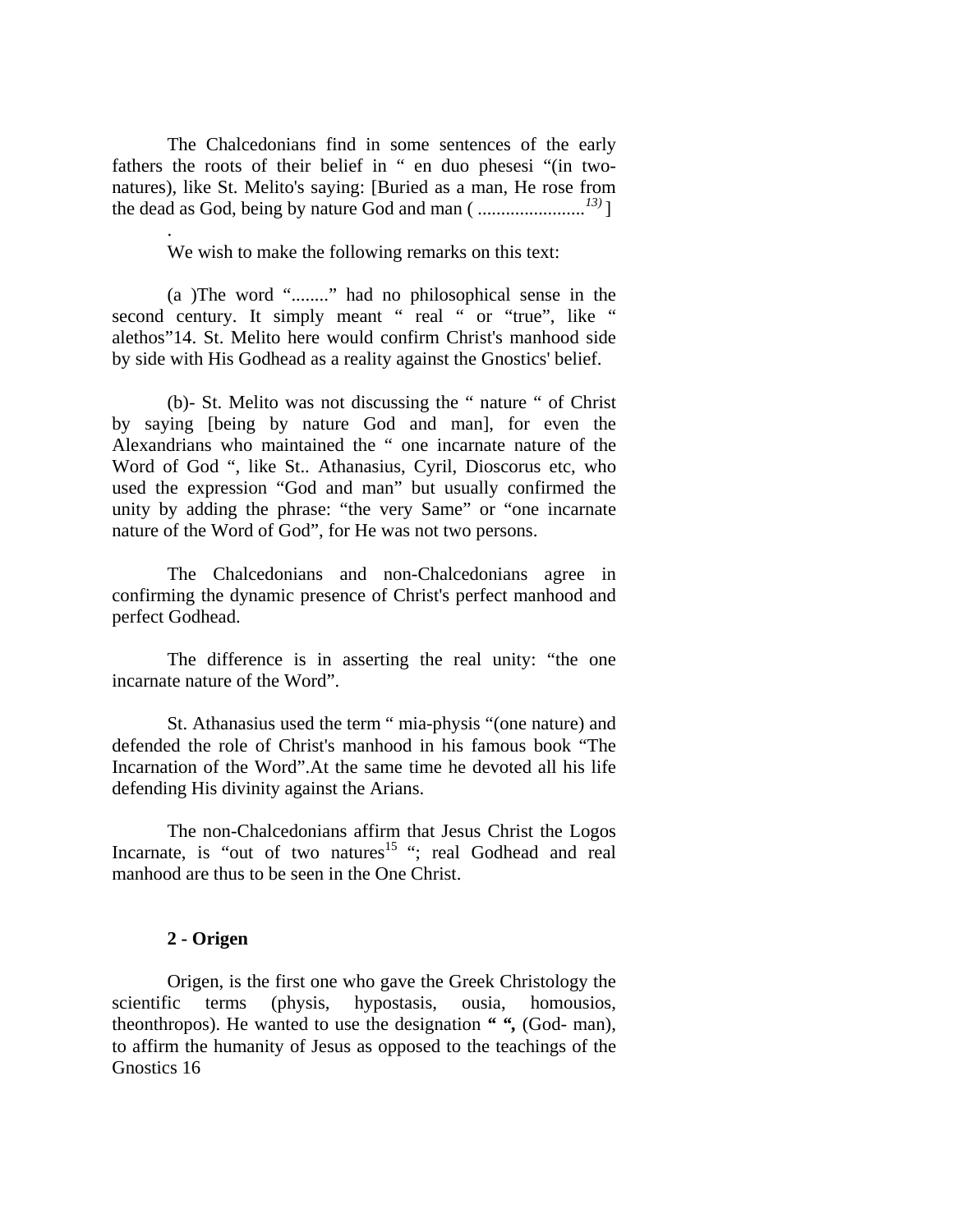The Chalcedonians find in some sentences of the early fathers the roots of their belief in " en duo phesesi "(in two-natures), like St. Melito's saying: [Buried as a man, He rose from the dead as God, being by nature God and man ( .......................[13)] ]

.

We wish to make the following remarks on this text:

(a )The word "........" had no philosophical sense in the second century. It simply meant " real " or "true", like " alethos"14. St. Melito here would confirm Christ's manhood side by side with His Godhead as a reality against the Gnostics' belief.

(b)- St. Melito was not discussing the " nature " of Christ by saying [being by nature God and man], for even the Alexandrians who maintained the " one incarnate nature of the Word of God ", like St.. Athanasius, Cyril, Dioscorus etc, who used the expression "God and man" but usually confirmed the unity by adding the phrase: "the very Same" or "one incarnate nature of the Word of God", for He was not two persons.

The Chalcedonians and non-Chalcedonians agree in confirming the dynamic presence of Christ's perfect manhood and perfect Godhead.

The difference is in asserting the real unity: "the one incarnate nature of the Word".

St. Athanasius used the term " mia-physis "(one nature) and defended the role of Christ's manhood in his famous book "The Incarnation of the Word".At the same time he devoted all his life defending His divinity against the Arians.

The non-Chalcedonians affirm that Jesus Christ the Logos Incarnate, is "out of two natures[15] "; real Godhead and real manhood are thus to be seen in the One Christ.

**2 - Origen**

Origen, is the first one who gave the Greek Christology the scientific terms (physis, hypostasis, ousia, homousios, theonthropos). He wanted to use the designation **" ",** (God- man), to affirm the humanity of Jesus as opposed to the teachings of the Gnostics 16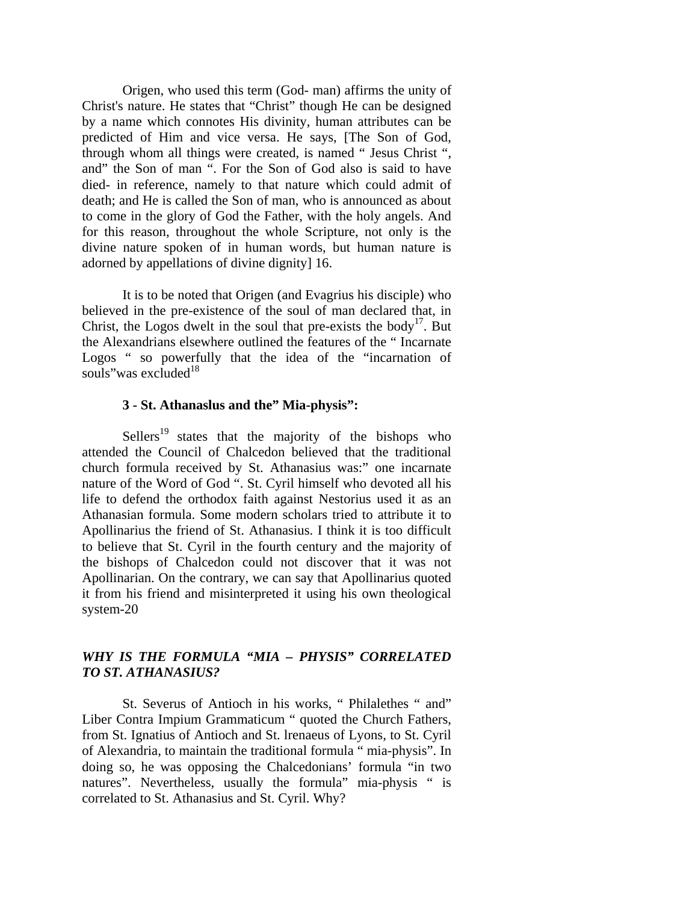Origen, who used this term (God- man) affirms the unity of Christ's nature. He states that "Christ" though He can be designed by a name which connotes His divinity, human attributes can be predicted of Him and vice versa. He says, [The Son of God, through whom all things were created, is named " Jesus Christ ", and" the Son of man ". For the Son of God also is said to have died- in reference, namely to that nature which could admit of death; and He is called the Son of man, who is announced as about to come in the glory of God the Father, with the holy angels. And for this reason, throughout the whole Scripture, not only is the divine nature spoken of in human words, but human nature is adorned by appellations of divine dignity] 16.

It is to be noted that Origen (and Evagrius his disciple) who believed in the pre-existence of the soul of man declared that, in Christ, the Logos dwelt in the soul that pre-exists the body[17]. But the Alexandrians elsewhere outlined the features of the " Incarnate Logos " so powerfully that the idea of the "incarnation of souls"was excluded[18]

**3 - St. Athanaslus and the" Mia-physis":**

Sellers[19] states that the majority of the bishops who attended the Council of Chalcedon believed that the traditional church formula received by St. Athanasius was:" one incarnate nature of the Word of God ". St. Cyril himself who devoted all his life to defend the orthodox faith against Nestorius used it as an Athanasian formula. Some modern scholars tried to attribute it to Apollinarius the friend of St. Athanasius. I think it is too difficult to believe that St. Cyril in the fourth century and the majority of the bishops of Chalcedon could not discover that it was not Apollinarian. On the contrary, we can say that Apollinarius quoted it from his friend and misinterpreted it using his own theological system-20

***WHY IS THE FORMULA "MIA – PHYSIS" CORRELATED TO ST. ATHANASIUS?***

St. Severus of Antioch in his works, " Philalethes " and" Liber Contra Impium Grammaticum " quoted the Church Fathers, from St. Ignatius of Antioch and St. lrenaeus of Lyons, to St. Cyril of Alexandria, to maintain the traditional formula " mia-physis". In doing so, he was opposing the Chalcedonians' formula "in two natures". Nevertheless, usually the formula" mia-physis " is correlated to St. Athanasius and St. Cyril. Why?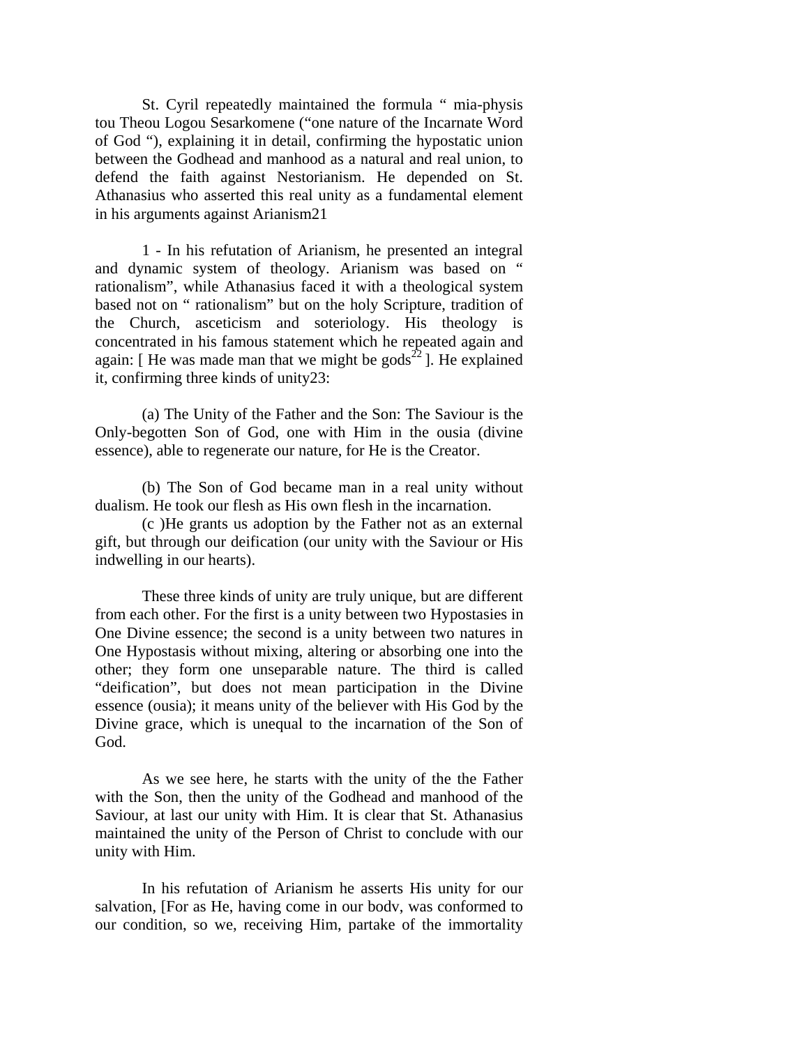St. Cyril repeatedly maintained the formula " mia-physis tou Theou Logou Sesarkomene ("one nature of the Incarnate Word of God "), explaining it in detail, confirming the hypostatic union between the Godhead and manhood as a natural and real union, to defend the faith against Nestorianism. He depended on St. Athanasius who asserted this real unity as a fundamental element in his arguments against Arianism21

1 - In his refutation of Arianism, he presented an integral and dynamic system of theology. Arianism was based on " rationalism", while Athanasius faced it with a theological system based not on " rationalism" but on the holy Scripture, tradition of the Church, asceticism and soteriology. His theology is concentrated in his famous statement which he repeated again and again: [ He was made man that we might be gods[22] ]. He explained it, confirming three kinds of unity23:

(a) The Unity of the Father and the Son: The Saviour is the Only-begotten Son of God, one with Him in the ousia (divine essence), able to regenerate our nature, for He is the Creator.

(b) The Son of God became man in a real unity without dualism. He took our flesh as His own flesh in the incarnation.

(c )He grants us adoption by the Father not as an external gift, but through our deification (our unity with the Saviour or His indwelling in our hearts).

These three kinds of unity are truly unique, but are different from each other. For the first is a unity between two Hypostasies in One Divine essence; the second is a unity between two natures in One Hypostasis without mixing, altering or absorbing one into the other; they form one unseparable nature. The third is called "deification", but does not mean participation in the Divine essence (ousia); it means unity of the believer with His God by the Divine grace, which is unequal to the incarnation of the Son of God.

As we see here, he starts with the unity of the the Father with the Son, then the unity of the Godhead and manhood of the Saviour, at last our unity with Him. It is clear that St. Athanasius maintained the unity of the Person of Christ to conclude with our unity with Him.

In his refutation of Arianism he asserts His unity for our salvation, [For as He, having come in our bodv, was conformed to our condition, so we, receiving Him, partake of the immortality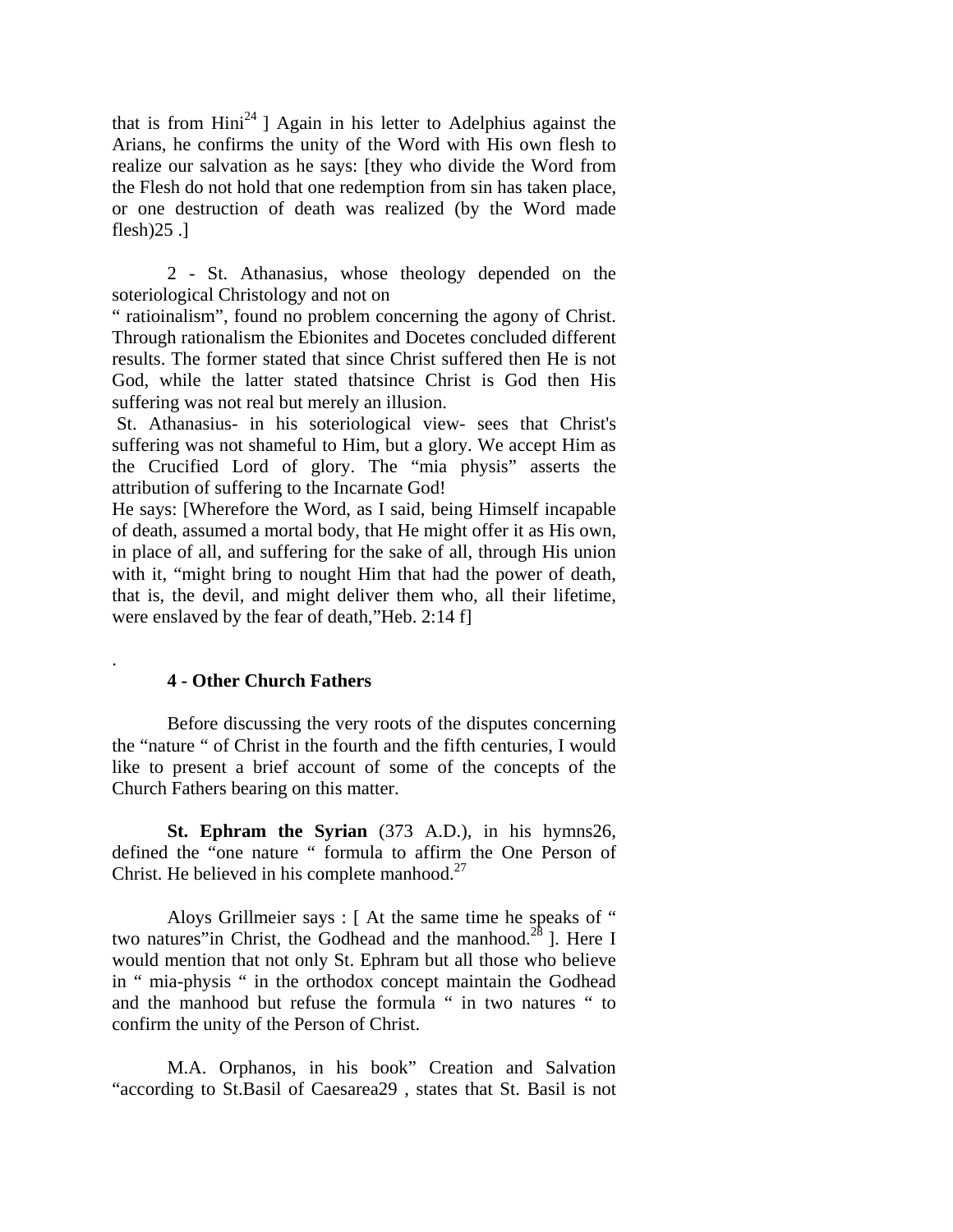that is from Hini[24] ] Again in his letter to Adelphius against the Arians, he confirms the unity of the Word with His own flesh to realize our salvation as he says: [they who divide the Word from the Flesh do not hold that one redemption from sin has taken place, or one destruction of death was realized (by the Word made flesh)25 .]

2 - St. Athanasius, whose theology depended on the soteriological Christology and not on " ratioinalism", found no problem concerning the agony of Christ. Through rationalism the Ebionites and Docetes concluded different results. The former stated that since Christ suffered then He is not God, while the latter stated thatsince Christ is God then His suffering was not real but merely an illusion.

St. Athanasius- in his soteriological view- sees that Christ's suffering was not shameful to Him, but a glory. We accept Him as the Crucified Lord of glory. The "mia physis" asserts the attribution of suffering to the Incarnate God!

He says: [Wherefore the Word, as I said, being Himself incapable of death, assumed a mortal body, that He might offer it as His own, in place of all, and suffering for the sake of all, through His union with it, "might bring to nought Him that had the power of death, that is, the devil, and might deliver them who, all their lifetime, were enslaved by the fear of death,"Heb. 2:14 f]

.

**4 - Other Church Fathers**

Before discussing the very roots of the disputes concerning the "nature " of Christ in the fourth and the fifth centuries, I would like to present a brief account of some of the concepts of the Church Fathers bearing on this matter.

**St. Ephram the Syrian** (373 A.D.), in his hymns26, defined the "one nature " formula to affirm the One Person of Christ. He believed in his complete manhood.[27]

Aloys Grillmeier says : [ At the same time he speaks of " two natures"in Christ, the Godhead and the manhood.[28] ]. Here I would mention that not only St. Ephram but all those who believe in " mia-physis " in the orthodox concept maintain the Godhead and the manhood but refuse the formula " in two natures " to confirm the unity of the Person of Christ.

M.A. Orphanos, in his book" Creation and Salvation "according to St.Basil of Caesarea29 , states that St. Basil is not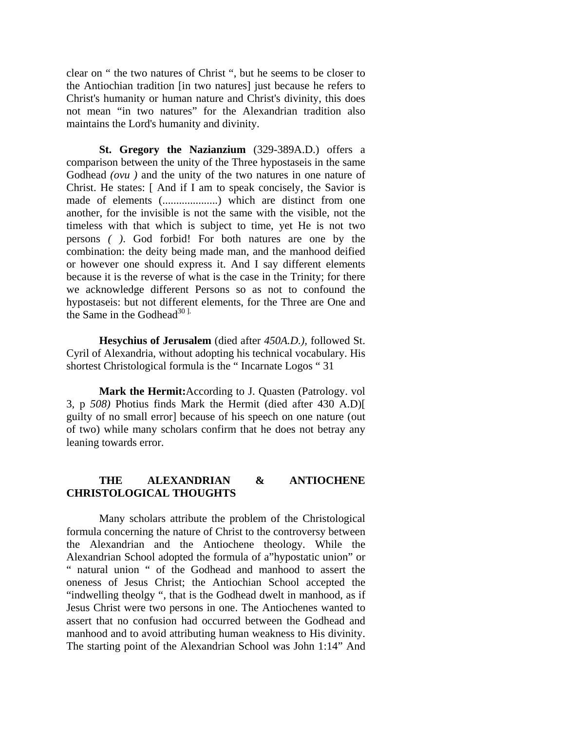clear on " the two natures of Christ ", but he seems to be closer to the Antiochian tradition [in two natures] just because he refers to Christ's humanity or human nature and Christ's divinity, this does not mean "in two natures" for the Alexandrian tradition also maintains the Lord's humanity and divinity.

**St. Gregory the Nazianzium** (329-389A.D.) offers a comparison between the unity of the Three hypostaseis in the same Godhead *(ovu )* and the unity of the two natures in one nature of Christ. He states: [ And if I am to speak concisely, the Savior is made of elements (....................) which are distinct from one another, for the invisible is not the same with the visible, not the timeless with that which is subject to time, yet He is not two persons *( )*. God forbid! For both natures are one by the combination: the deity being made man, and the manhood deified or however one should express it. And I say different elements because it is the reverse of what is the case in the Trinity; for there we acknowledge different Persons so as not to confound the hypostaseis: but not different elements, for the Three are One and the Same in the Godhead[30] ].

**Hesychius of Jerusalem** (died after *450A.D.),* followed St. Cyril of Alexandria, without adopting his technical vocabulary. His shortest Christological formula is the " Incarnate Logos " 31

**Mark the Hermit:**According to J. Quasten (Patrology. vol 3, p *508)* Photius finds Mark the Hermit (died after 430 A.D)[ guilty of no small error] because of his speech on one nature (out of two) while many scholars confirm that he does not betray any leaning towards error.

## THE ALEXANDRIAN & ANTIOCHENE CHRISTOLOGICAL THOUGHTS

Many scholars attribute the problem of the Christological formula concerning the nature of Christ to the controversy between the Alexandrian and the Antiochene theology. While the Alexandrian School adopted the formula of a"hypostatic union" or " natural union " of the Godhead and manhood to assert the oneness of Jesus Christ; the Antiochian School accepted the "indwelling theolgy ", that is the Godhead dwelt in manhood, as if Jesus Christ were two persons in one. The Antiochenes wanted to assert that no confusion had occurred between the Godhead and manhood and to avoid attributing human weakness to His divinity. The starting point of the Alexandrian School was John 1:14" And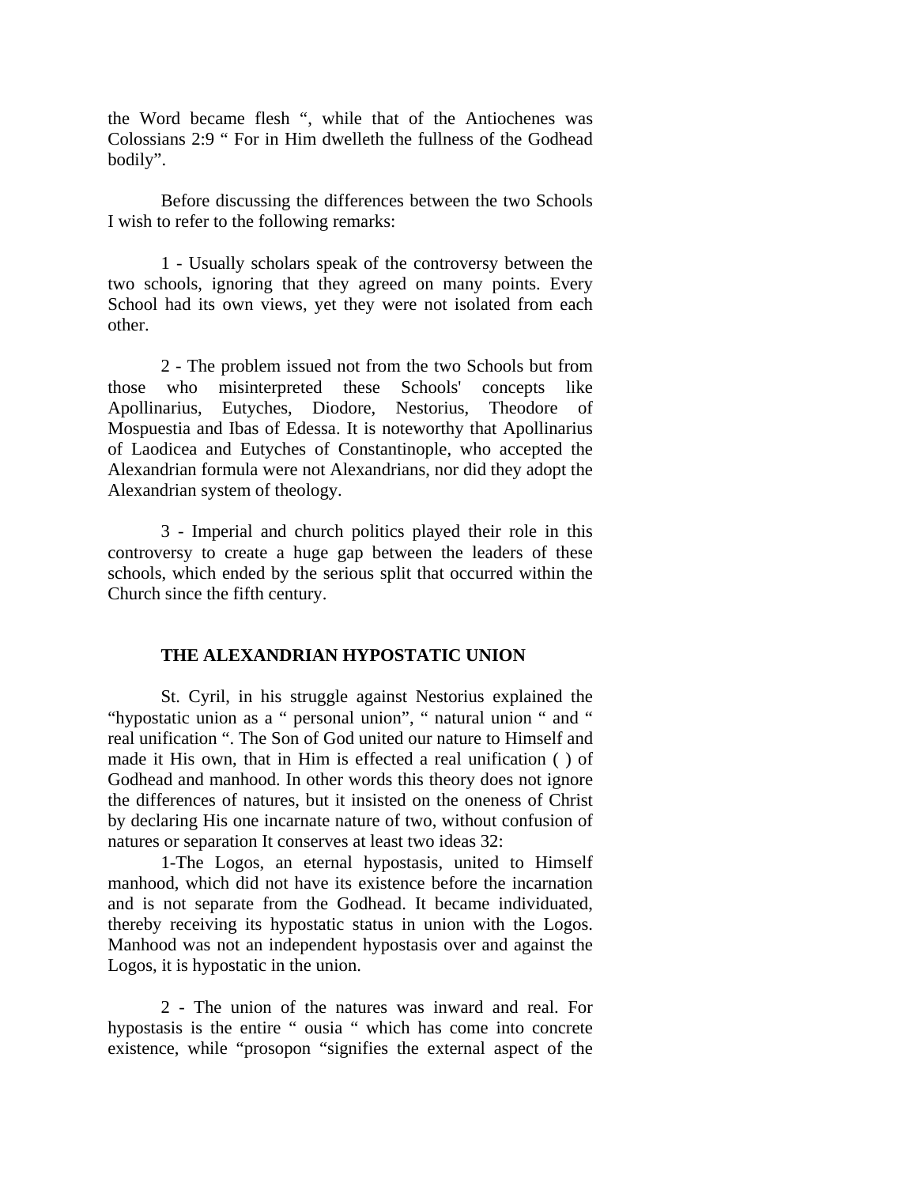the Word became flesh ", while that of the Antiochenes was Colossians 2:9 " For in Him dwelleth the fullness of the Godhead bodily".

Before discussing the differences between the two Schools I wish to refer to the following remarks:

1 - Usually scholars speak of the controversy between the two schools, ignoring that they agreed on many points. Every School had its own views, yet they were not isolated from each other.

2 - The problem issued not from the two Schools but from those who misinterpreted these Schools' concepts like Apollinarius, Eutyches, Diodore, Nestorius, Theodore of Mospuestia and Ibas of Edessa. It is noteworthy that Apollinarius of Laodicea and Eutyches of Constantinople, who accepted the Alexandrian formula were not Alexandrians, nor did they adopt the Alexandrian system of theology.

3 - Imperial and church politics played their role in this controversy to create a huge gap between the leaders of these schools, which ended by the serious split that occurred within the Church since the fifth century.

### THE ALEXANDRIAN HYPOSTATIC UNION

St. Cyril, in his struggle against Nestorius explained the "hypostatic union as a " personal union", " natural union " and " real unification ". The Son of God united our nature to Himself and made it His own, that in Him is effected a real unification ( ) of Godhead and manhood. In other words this theory does not ignore the differences of natures, but it insisted on the oneness of Christ by declaring His one incarnate nature of two, without confusion of natures or separation It conserves at least two ideas 32:

1-The Logos, an eternal hypostasis, united to Himself manhood, which did not have its existence before the incarnation and is not separate from the Godhead. It became individuated, thereby receiving its hypostatic status in union with the Logos. Manhood was not an independent hypostasis over and against the Logos, it is hypostatic in the union.

2 - The union of the natures was inward and real. For hypostasis is the entire " ousia " which has come into concrete existence, while "prosopon "signifies the external aspect of the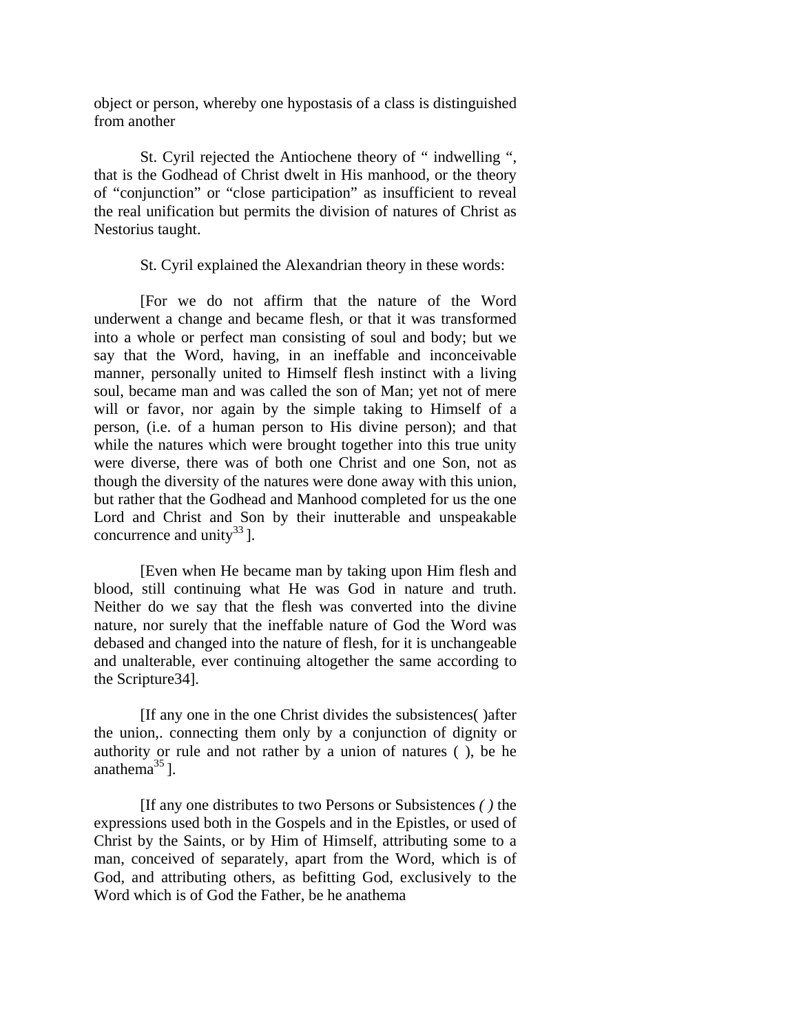object or person, whereby one hypostasis of a class is distinguished from another

St. Cyril rejected the Antiochene theory of " indwelling ", that is the Godhead of Christ dwelt in His manhood, or the theory of "conjunction" or "close participation" as insufficient to reveal the real unification but permits the division of natures of Christ as Nestorius taught.

St. Cyril explained the Alexandrian theory in these words:

[For we do not affirm that the nature of the Word underwent a change and became flesh, or that it was transformed into a whole or perfect man consisting of soul and body; but we say that the Word, having, in an ineffable and inconceivable manner, personally united to Himself flesh instinct with a living soul, became man and was called the son of Man; yet not of mere will or favor, nor again by the simple taking to Himself of a person, (i.e. of a human person to His divine person); and that while the natures which were brought together into this true unity were diverse, there was of both one Christ and one Son, not as though the diversity of the natures were done away with this union, but rather that the Godhead and Manhood completed for us the one Lord and Christ and Son by their inutterable and unspeakable concurrence and unity[33] ].

[Even when He became man by taking upon Him flesh and blood, still continuing what He was God in nature and truth. Neither do we say that the flesh was converted into the divine nature, nor surely that the ineffable nature of God the Word was debased and changed into the nature of flesh, for it is unchangeable and unalterable, ever continuing altogether the same according to the Scripture34].

[If any one in the one Christ divides the subsistences( )after the union,. connecting them only by a conjunction of dignity or authority or rule and not rather by a union of natures ( ), be he anathema[35] ].

[If any one distributes to two Persons or Subsistences *( )* the expressions used both in the Gospels and in the Epistles, or used of Christ by the Saints, or by Him of Himself, attributing some to a man, conceived of separately, apart from the Word, which is of God, and attributing others, as befitting God, exclusively to the Word which is of God the Father, be he anathema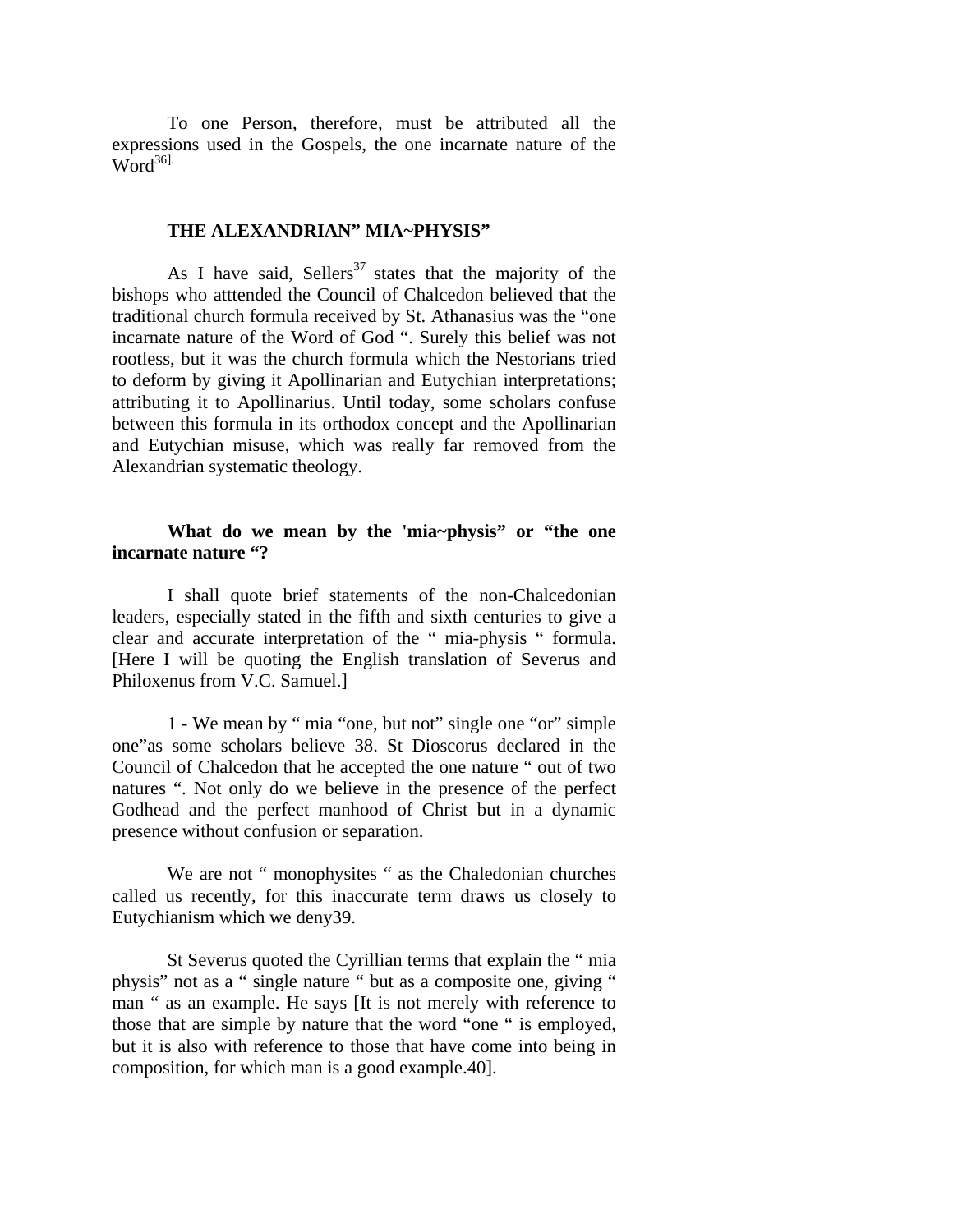To one Person, therefore, must be attributed all the expressions used in the Gospels, the one incarnate nature of the Word[36].

## THE ALEXANDRIAN" MIA~PHYSIS"

As I have said, Sellers[37] states that the majority of the bishops who atttended the Council of Chalcedon believed that the traditional church formula received by St. Athanasius was the "one incarnate nature of the Word of God ". Surely this belief was not rootless, but it was the church formula which the Nestorians tried to deform by giving it Apollinarian and Eutychian interpretations; attributing it to Apollinarius. Until today, some scholars confuse between this formula in its orthodox concept and the Apollinarian and Eutychian misuse, which was really far removed from the Alexandrian systematic theology.

### What do we mean by the 'mia~physis" or "the one incarnate nature "?

I shall quote brief statements of the non-Chalcedonian leaders, especially stated in the fifth and sixth centuries to give a clear and accurate interpretation of the " mia-physis " formula. [Here I will be quoting the English translation of Severus and Philoxenus from V.C. Samuel.]

1 - We mean by " mia "one, but not" single one "or" simple one"as some scholars believe 38. St Dioscorus declared in the Council of Chalcedon that he accepted the one nature " out of two natures ". Not only do we believe in the presence of the perfect Godhead and the perfect manhood of Christ but in a dynamic presence without confusion or separation.

We are not " monophysites " as the Chaledonian churches called us recently, for this inaccurate term draws us closely to Eutychianism which we deny39.

St Severus quoted the Cyrillian terms that explain the " mia physis" not as a " single nature " but as a composite one, giving " man " as an example. He says [It is not merely with reference to those that are simple by nature that the word "one " is employed, but it is also with reference to those that have come into being in composition, for which man is a good example.40].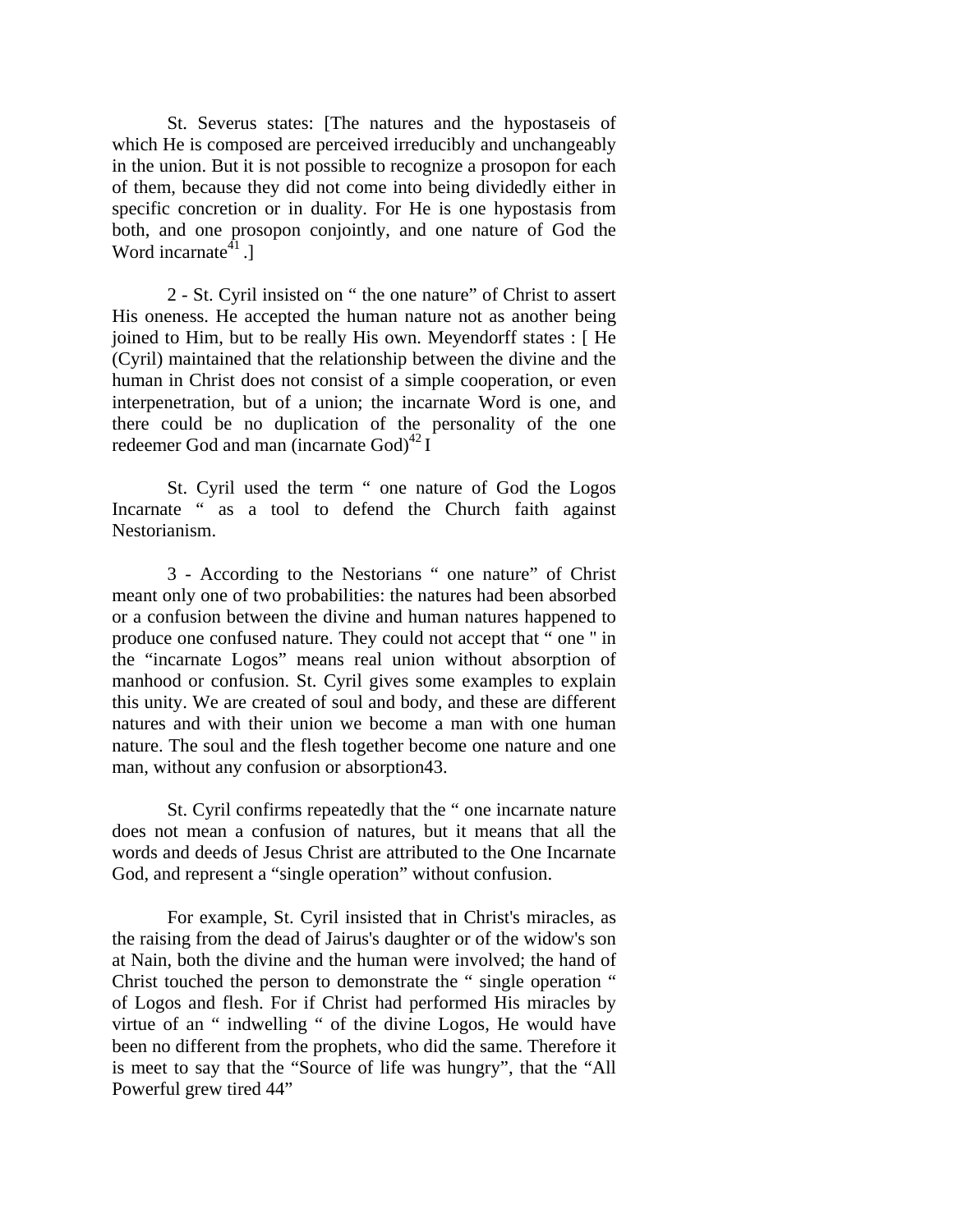St. Severus states: [The natures and the hypostaseis of which He is composed are perceived irreducibly and unchangeably in the union. But it is not possible to recognize a prosopon for each of them, because they did not come into being dividedly either in specific concretion or in duality. For He is one hypostasis from both, and one prosopon conjointly, and one nature of God the Word incarnate[41] .]

2 - St. Cyril insisted on " the one nature" of Christ to assert His oneness. He accepted the human nature not as another being joined to Him, but to be really His own. Meyendorff states : [ He (Cyril) maintained that the relationship between the divine and the human in Christ does not consist of a simple cooperation, or even interpenetration, but of a union; the incarnate Word is one, and there could be no duplication of the personality of the one redeemer God and man (incarnate God)[42] I

St. Cyril used the term " one nature of God the Logos Incarnate " as a tool to defend the Church faith against Nestorianism.

3 - According to the Nestorians " one nature" of Christ meant only one of two probabilities: the natures had been absorbed or a confusion between the divine and human natures happened to produce one confused nature. They could not accept that " one " in the "incarnate Logos" means real union without absorption of manhood or confusion. St. Cyril gives some examples to explain this unity. We are created of soul and body, and these are different natures and with their union we become a man with one human nature. The soul and the flesh together become one nature and one man, without any confusion or absorption43.

St. Cyril confirms repeatedly that the " one incarnate nature does not mean a confusion of natures, but it means that all the words and deeds of Jesus Christ are attributed to the One Incarnate God, and represent a "single operation" without confusion.

For example, St. Cyril insisted that in Christ's miracles, as the raising from the dead of Jairus's daughter or of the widow's son at Nain, both the divine and the human were involved; the hand of Christ touched the person to demonstrate the " single operation " of Logos and flesh. For if Christ had performed His miracles by virtue of an " indwelling " of the divine Logos, He would have been no different from the prophets, who did the same. Therefore it is meet to say that the "Source of life was hungry", that the "All Powerful grew tired 44"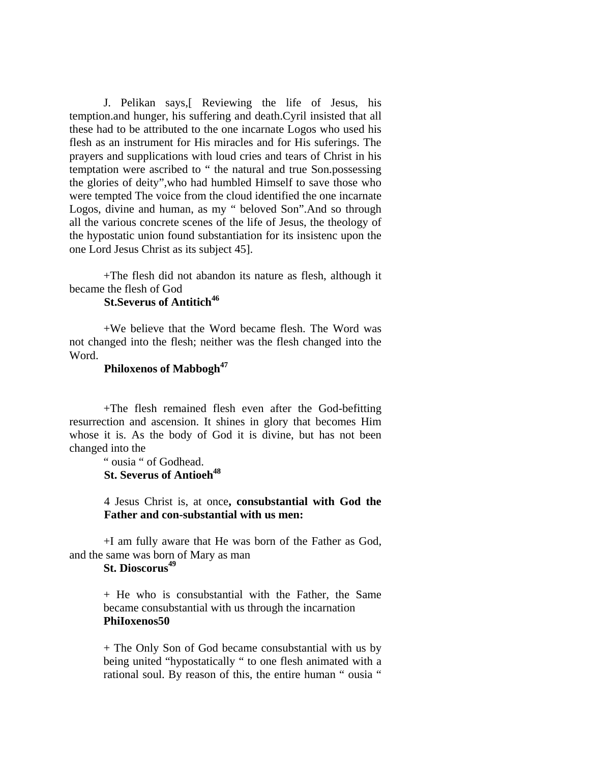J. Pelikan says,[ Reviewing the life of Jesus, his temption.and hunger, his suffering and death.Cyril insisted that all these had to be attributed to the one incarnate Logos who used his flesh as an instrument for His miracles and for His suferings. The prayers and supplications with loud cries and tears of Christ in his temptation were ascribed to " the natural and true Son.possessing the glories of deity",who had humbled Himself to save those who were tempted The voice from the cloud identified the one incarnate Logos, divine and human, as my " beloved Son".And so through all the various concrete scenes of the life of Jesus, the theology of the hypostatic union found substantiation for its insistenc upon the one Lord Jesus Christ as its subject 45].

+The flesh did not abandon its nature as flesh, although it became the flesh of God

**St.Severus of Antitich**[46]

+We believe that the Word became flesh. The Word was not changed into the flesh; neither was the flesh changed into the Word.

**Philoxenos of Mabbogh**[47]

+The flesh remained flesh even after the God-befitting resurrection and ascension. It shines in glory that becomes Him whose it is. As the body of God it is divine, but has not been changed into the

" ousia " of Godhead.

**St. Severus of Antioeh**[48]

4 Jesus Christ is, at once**, consubstantial with God the Father and con-substantial with us men:**

+I am fully aware that He was born of the Father as God, and the same was born of Mary as man

**St. Dioscorus**[49]

+ He who is consubstantial with the Father, the Same became consubstantial with us through the incarnation

**PhiIoxenos50**

+ The Only Son of God became consubstantial with us by being united "hypostatically " to one flesh animated with a rational soul. By reason of this, the entire human " ousia "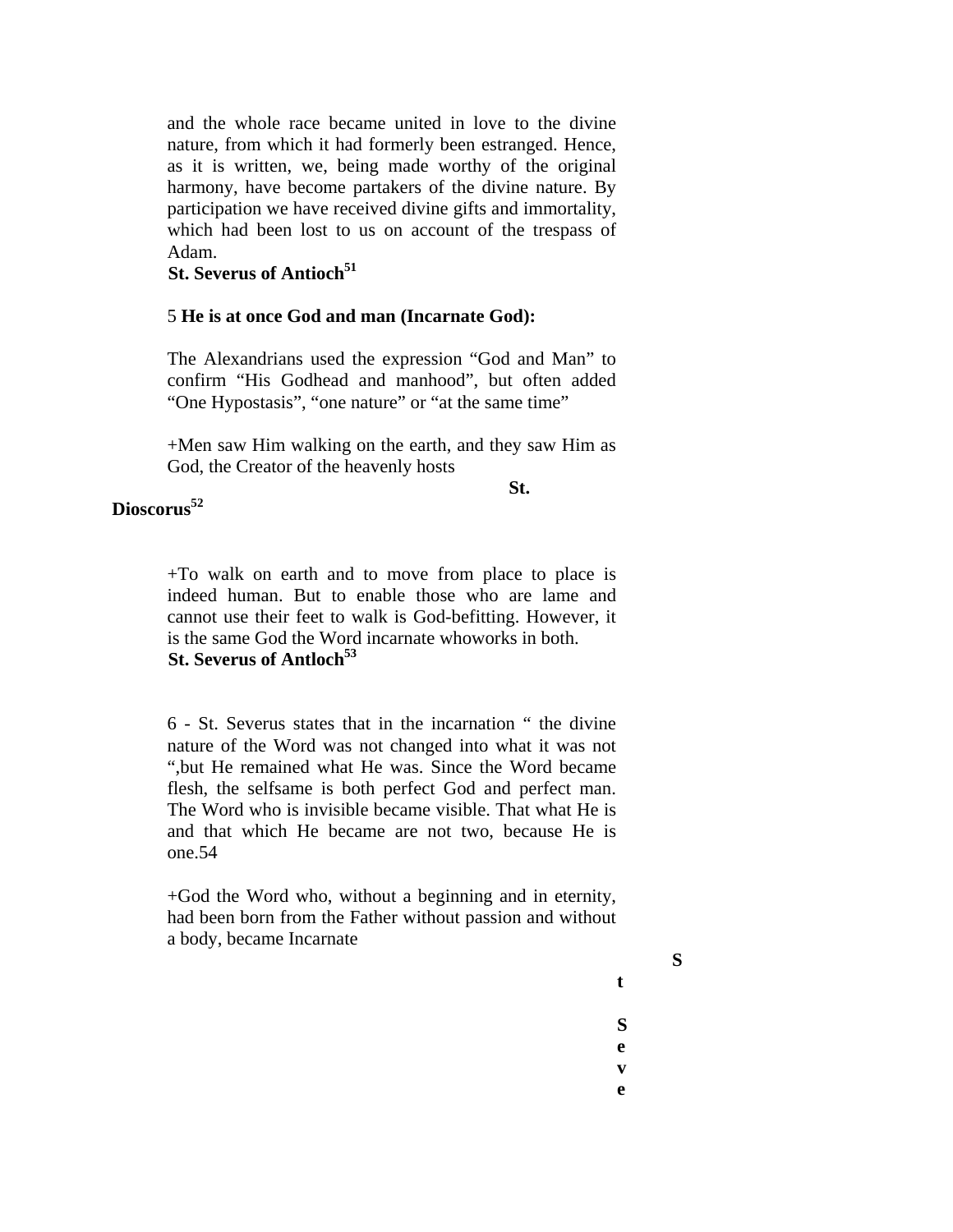and the whole race became united in love to the divine nature, from which it had formerly been estranged. Hence, as it is written, we, being made worthy of the original harmony, have become partakers of the divine nature. By participation we have received divine gifts and immortality, which had been lost to us on account of the trespass of Adam.

**St. Severus of Antioch**[51]

5 **He is at once God and man (Incarnate God):**

The Alexandrians used the expression "God and Man" to confirm "His Godhead and manhood", but often added "One Hypostasis", "one nature" or "at the same time"

+Men saw Him walking on the earth, and they saw Him as God, the Creator of the heavenly hosts

**St. Dioscorus**[52]

+To walk on earth and to move from place to place is indeed human. But to enable those who are lame and cannot use their feet to walk is God-befitting. However, it is the same God the Word incarnate whoworks in both.

**St. Severus of Antloch**[53]

6 - St. Severus states that in the incarnation " the divine nature of the Word was not changed into what it was not ",but He remained what He was. Since the Word became flesh, the selfsame is both perfect God and perfect man. The Word who is invisible became visible. That what He is and that which He became are not two, because He is one.54

+God the Word who, without a beginning and in eternity, had been born from the Father without passion and without a body, became Incarnate

**St Seve**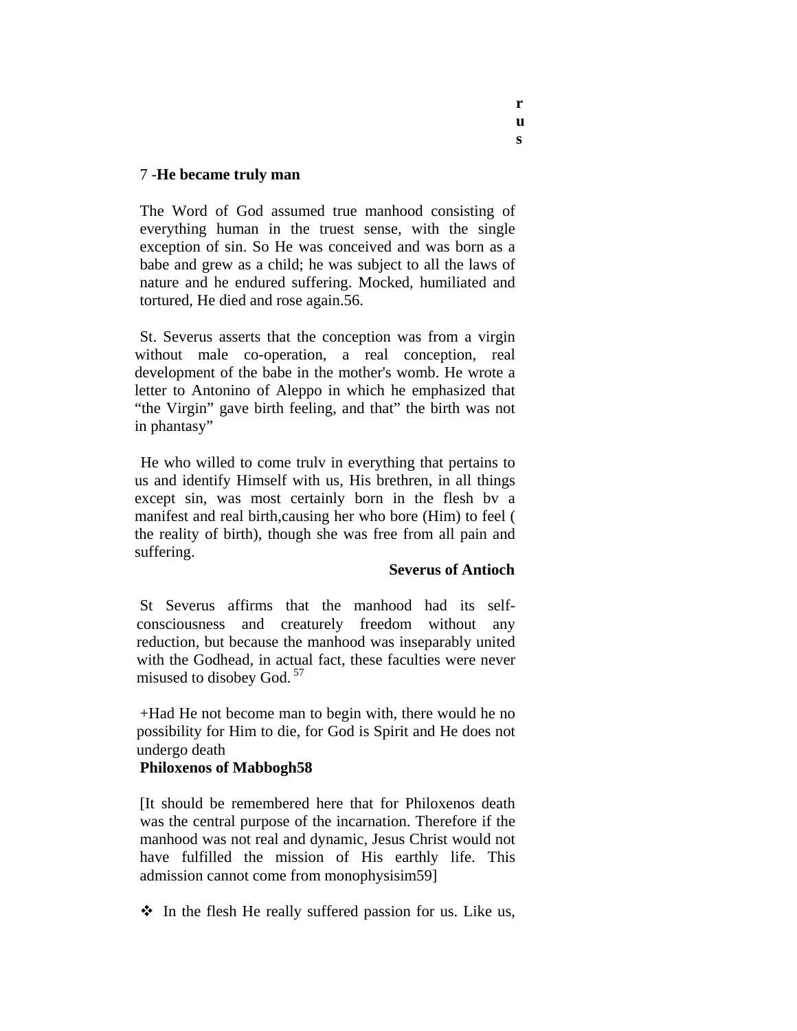## 7 -**He became truly man**

The Word of God assumed true manhood consisting of everything human in the truest sense, with the single exception of sin. So He was conceived and was born as a babe and grew as a child; he was subject to all the laws of nature and he endured suffering. Mocked, humiliated and tortured, He died and rose again.56.

St. Severus asserts that the conception was from a virgin without male co-operation, a real conception, real development of the babe in the mother's womb. He wrote a letter to Antonino of Aleppo in which he emphasized that "the Virgin" gave birth feeling, and that" the birth was not in phantasy"

He who willed to come trulv in everything that pertains to us and identify Himself with us, His brethren, in all things except sin, was most certainly born in the flesh bv a manifest and real birth,causing her who bore (Him) to feel ( the reality of birth), though she was free from all pain and suffering.

**Severus of Antioch**

St Severus affirms that the manhood had its self-consciousness and creaturely freedom without any reduction, but because the manhood was inseparably united with the Godhead, in actual fact, these faculties were never misused to disobey God.[57]

+Had He not become man to begin with, there would he no possibility for Him to die, for God is Spirit and He does not undergo death

**Philoxenos of Mabbogh58**

[It should be remembered here that for Philoxenos death was the central purpose of the incarnation. Therefore if the manhood was not real and dynamic, Jesus Christ would not have fulfilled the mission of His earthly life. This admission cannot come from monophysisim59]

❖ In the flesh He really suffered passion for us. Like us,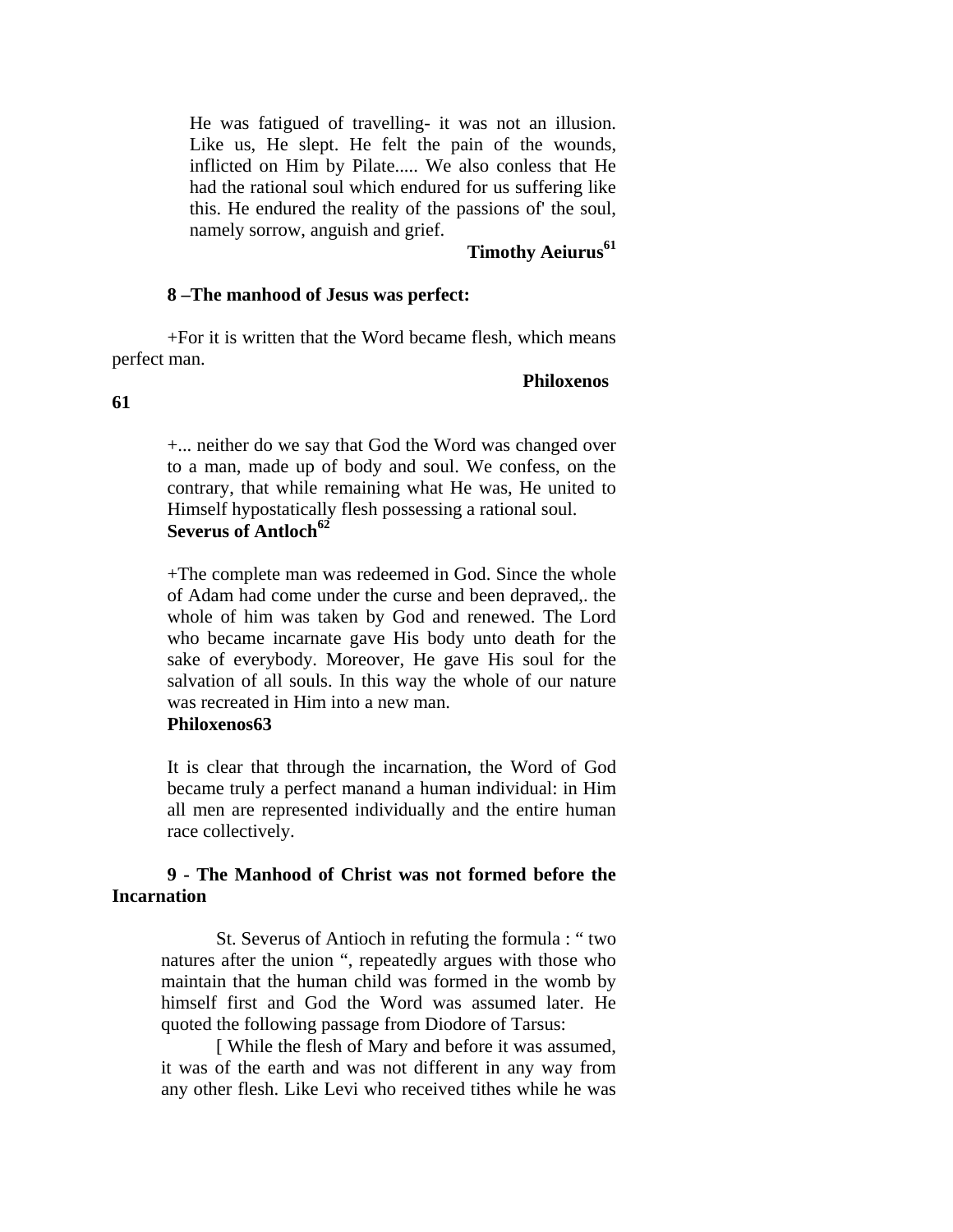He was fatigued of travelling- it was not an illusion. Like us, He slept. He felt the pain of the wounds, inflicted on Him by Pilate..... We also conless that He had the rational soul which endured for us suffering like this. He endured the reality of the passions of' the soul, namely sorrow, anguish and grief.

**Timothy Aeiurus**[61]

**8 –The manhood of Jesus was perfect:**

+For it is written that the Word became flesh, which means perfect man.

**Philoxenos**

**61**

+... neither do we say that God the Word was changed over to a man, made up of body and soul. We confess, on the contrary, that while remaining what He was, He united to Himself hypostatically flesh possessing a rational soul.

**Severus of Antloch**[62]

+The complete man was redeemed in God. Since the whole of Adam had come under the curse and been depraved,. the whole of him was taken by God and renewed. The Lord who became incarnate gave His body unto death for the sake of everybody. Moreover, He gave His soul for the salvation of all souls. In this way the whole of our nature was recreated in Him into a new man.

**Philoxenos63**

It is clear that through the incarnation, the Word of God became truly a perfect manand a human individual: in Him all men are represented individually and the entire human race collectively.

**9 - The Manhood of Christ was not formed before the Incarnation**

St. Severus of Antioch in refuting the formula : " two natures after the union ", repeatedly argues with those who maintain that the human child was formed in the womb by himself first and God the Word was assumed later. He quoted the following passage from Diodore of Tarsus:

[ While the flesh of Mary and before it was assumed, it was of the earth and was not different in any way from any other flesh. Like Levi who received tithes while he was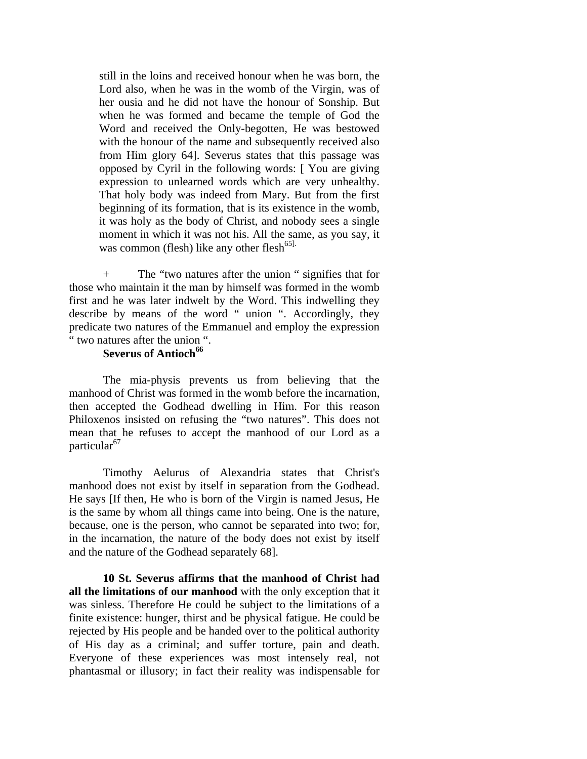still in the loins and received honour when he was born, the Lord also, when he was in the womb of the Virgin, was of her ousia and he did not have the honour of Sonship. But when he was formed and became the temple of God the Word and received the Only-begotten, He was bestowed with the honour of the name and subsequently received also from Him glory 64]. Severus states that this passage was opposed by Cyril in the following words: [ You are giving expression to unlearned words which are very unhealthy. That holy body was indeed from Mary. But from the first beginning of its formation, that is its existence in the womb, it was holy as the body of Christ, and nobody sees a single moment in which it was not his. All the same, as you say, it was common (flesh) like any other flesh[65].

+ The "two natures after the union " signifies that for those who maintain it the man by himself was formed in the womb first and he was later indwelt by the Word. This indwelling they describe by means of the word " union ". Accordingly, they predicate two natures of the Emmanuel and employ the expression " two natures after the union ".

**Severus of Antioch[66]**

The mia-physis prevents us from believing that the manhood of Christ was formed in the womb before the incarnation, then accepted the Godhead dwelling in Him. For this reason Philoxenos insisted on refusing the "two natures". This does not mean that he refuses to accept the manhood of our Lord as a particular[67]

Timothy Aelurus of Alexandria states that Christ's manhood does not exist by itself in separation from the Godhead. He says [If then, He who is born of the Virgin is named Jesus, He is the same by whom all things came into being. One is the nature, because, one is the person, who cannot be separated into two; for, in the incarnation, the nature of the body does not exist by itself and the nature of the Godhead separately 68].

**10 St. Severus affirms that the manhood of Christ had all the limitations of our manhood** with the only exception that it was sinless. Therefore He could be subject to the limitations of a finite existence: hunger, thirst and be physical fatigue. He could be rejected by His people and be handed over to the political authority of His day as a criminal; and suffer torture, pain and death. Everyone of these experiences was most intensely real, not phantasmal or illusory; in fact their reality was indispensable for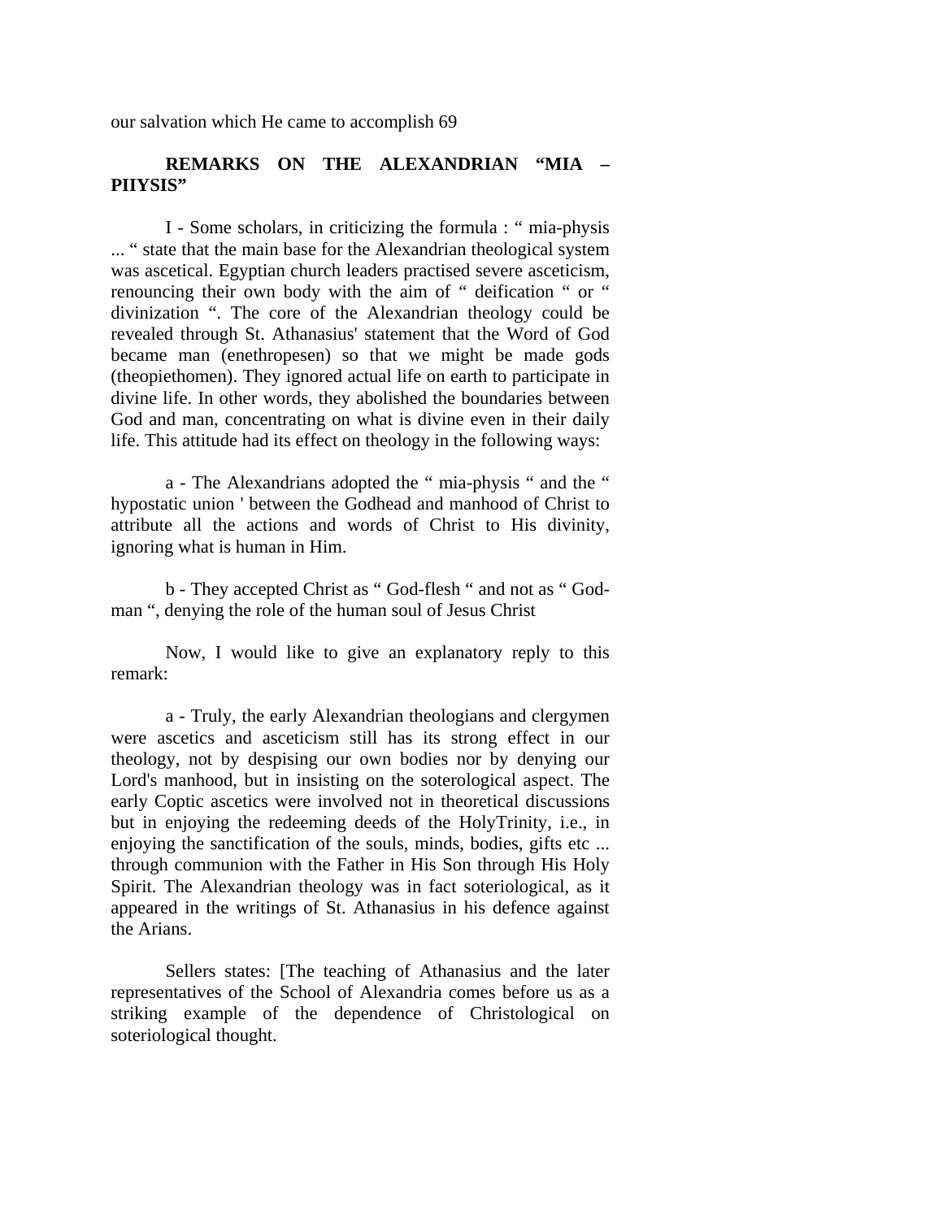our salvation which He came to accomplish 69

## REMARKS ON THE ALEXANDRIAN "MIA – PIIYSIS"

I - Some scholars, in criticizing the formula : " mia-physis ... " state that the main base for the Alexandrian theological system was ascetical. Egyptian church leaders practised severe asceticism, renouncing their own body with the aim of " deification " or " divinization ". The core of the Alexandrian theology could be revealed through St. Athanasius' statement that the Word of God became man (enethropesen) so that we might be made gods (theopiethomen). They ignored actual life on earth to participate in divine life. In other words, they abolished the boundaries between God and man, concentrating on what is divine even in their daily life. This attitude had its effect on theology in the following ways:

a - The Alexandrians adopted the " mia-physis " and the " hypostatic union ' between the Godhead and manhood of Christ to attribute all the actions and words of Christ to His divinity, ignoring what is human in Him.

b - They accepted Christ as " God-flesh " and not as " God-man ", denying the role of the human soul of Jesus Christ

Now, I would like to give an explanatory reply to this remark:

a - Truly, the early Alexandrian theologians and clergymen were ascetics and asceticism still has its strong effect in our theology, not by despising our own bodies nor by denying our Lord's manhood, but in insisting on the soterological aspect. The early Coptic ascetics were involved not in theoretical discussions but in enjoying the redeeming deeds of the HolyTrinity, i.e., in enjoying the sanctification of the souls, minds, bodies, gifts etc ... through communion with the Father in His Son through His Holy Spirit. The Alexandrian theology was in fact soteriological, as it appeared in the writings of St. Athanasius in his defence against the Arians.

Sellers states: [The teaching of Athanasius and the later representatives of the School of Alexandria comes before us as a striking example of the dependence of Christological on soteriological thought.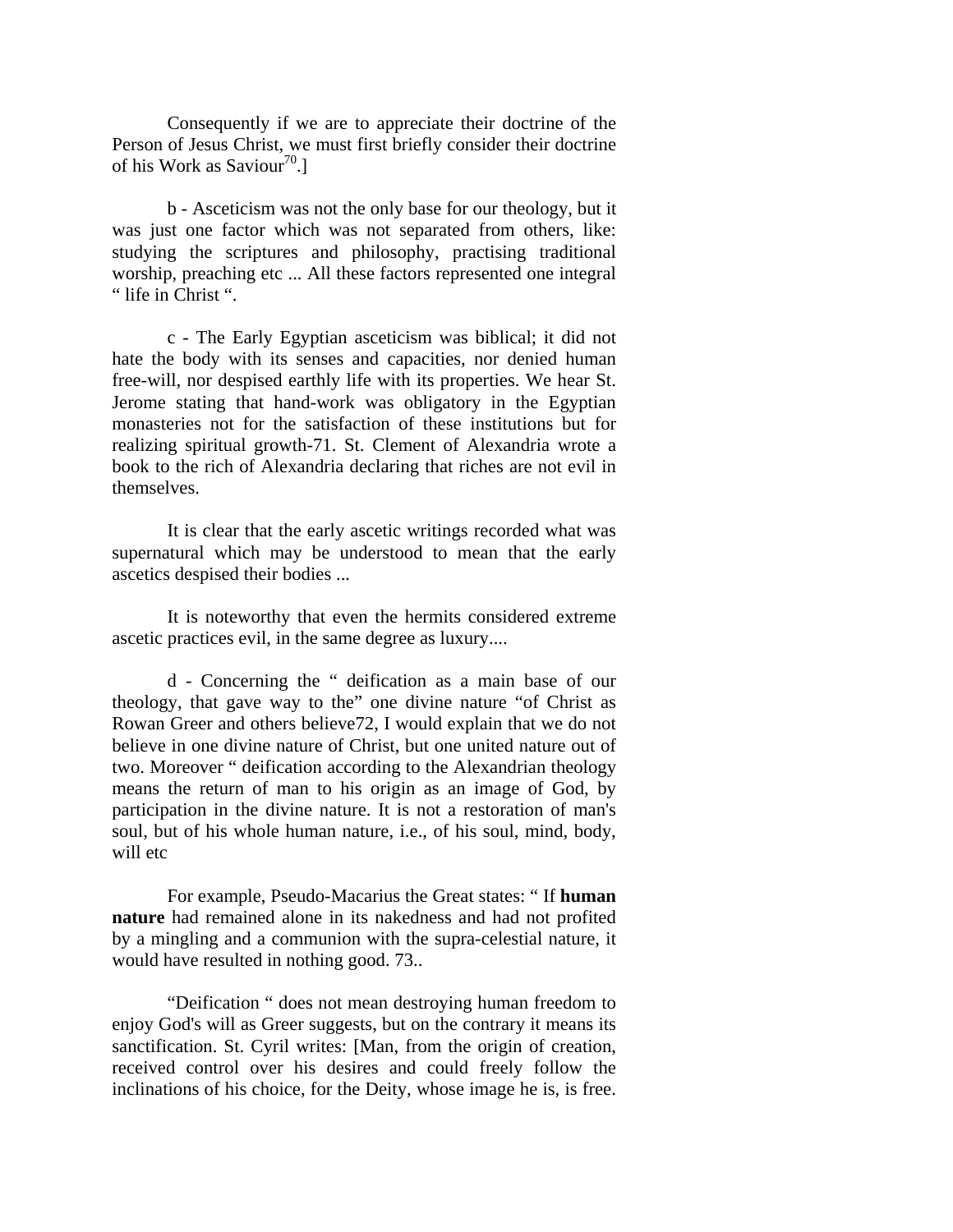Consequently if we are to appreciate their doctrine of the Person of Jesus Christ, we must first briefly consider their doctrine of his Work as Saviour[70].]

b - Asceticism was not the only base for our theology, but it was just one factor which was not separated from others, like: studying the scriptures and philosophy, practising traditional worship, preaching etc ... All these factors represented one integral " life in Christ ".

c - The Early Egyptian asceticism was biblical; it did not hate the body with its senses and capacities, nor denied human free-will, nor despised earthly life with its properties. We hear St. Jerome stating that hand-work was obligatory in the Egyptian monasteries not for the satisfaction of these institutions but for realizing spiritual growth-71. St. Clement of Alexandria wrote a book to the rich of Alexandria declaring that riches are not evil in themselves.

It is clear that the early ascetic writings recorded what was supernatural which may be understood to mean that the early ascetics despised their bodies ...

It is noteworthy that even the hermits considered extreme ascetic practices evil, in the same degree as luxury....

d - Concerning the " deification as a main base of our theology, that gave way to the" one divine nature "of Christ as Rowan Greer and others believe72, I would explain that we do not believe in one divine nature of Christ, but one united nature out of two. Moreover " deification according to the Alexandrian theology means the return of man to his origin as an image of God, by participation in the divine nature. It is not a restoration of man's soul, but of his whole human nature, i.e., of his soul, mind, body, will etc

For example, Pseudo-Macarius the Great states: " If **human nature** had remained alone in its nakedness and had not profited by a mingling and a communion with the supra-celestial nature, it would have resulted in nothing good. 73..

"Deification " does not mean destroying human freedom to enjoy God's will as Greer suggests, but on the contrary it means its sanctification. St. Cyril writes: [Man, from the origin of creation, received control over his desires and could freely follow the inclinations of his choice, for the Deity, whose image he is, is free.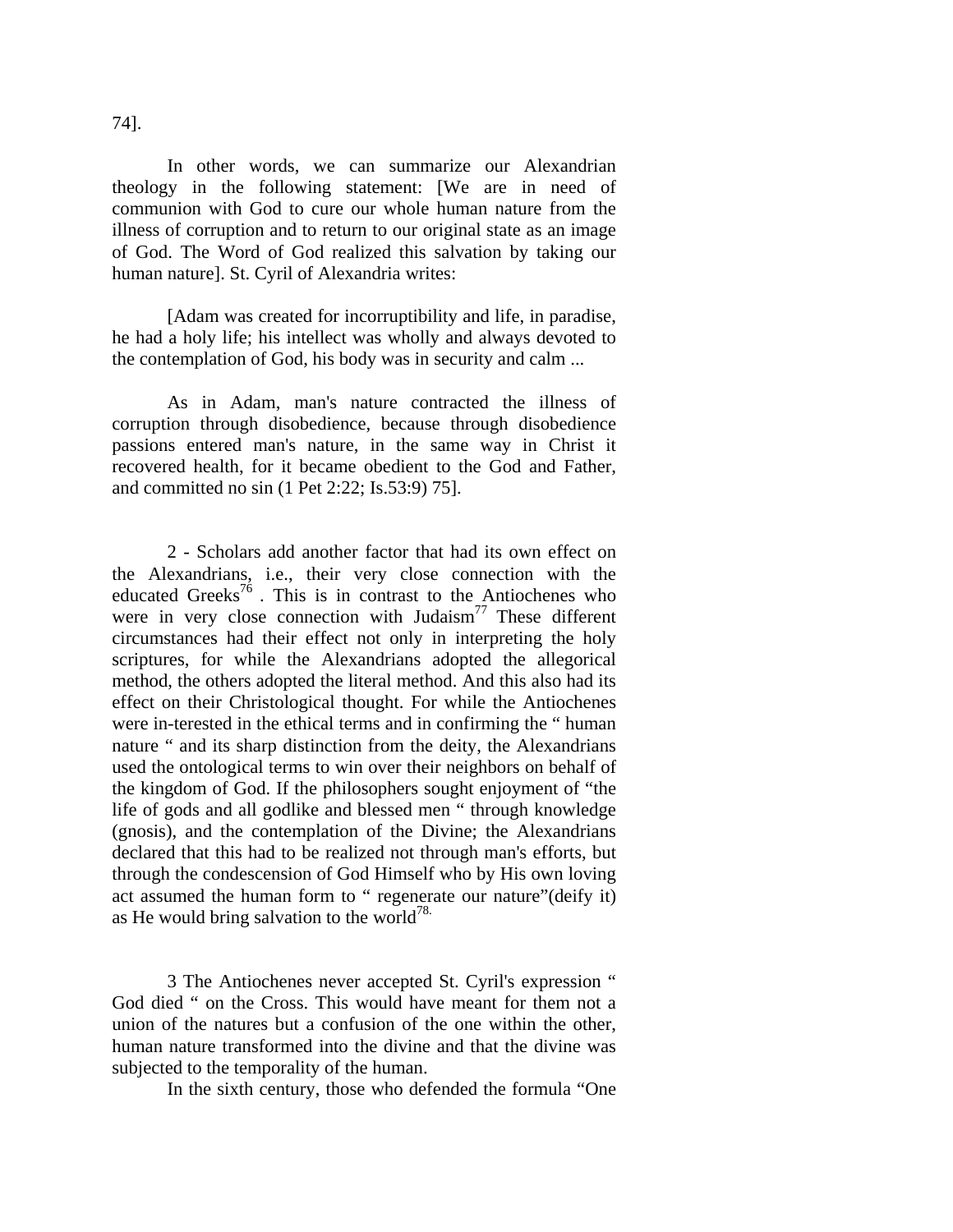74].

In other words, we can summarize our Alexandrian theology in the following statement: [We are in need of communion with God to cure our whole human nature from the illness of corruption and to return to our original state as an image of God. The Word of God realized this salvation by taking our human nature]. St. Cyril of Alexandria writes:

[Adam was created for incorruptibility and life, in paradise, he had a holy life; his intellect was wholly and always devoted to the contemplation of God, his body was in security and calm ...

As in Adam, man's nature contracted the illness of corruption through disobedience, because through disobedience passions entered man's nature, in the same way in Christ it recovered health, for it became obedient to the God and Father, and committed no sin (1 Pet 2:22; Is.53:9) 75].

2 - Scholars add another factor that had its own effect on the Alexandrians, i.e., their very close connection with the educated Greeks[76] . This is in contrast to the Antiochenes who were in very close connection with Judaism[77] These different circumstances had their effect not only in interpreting the holy scriptures, for while the Alexandrians adopted the allegorical method, the others adopted the literal method. And this also had its effect on their Christological thought. For while the Antiochenes were in-terested in the ethical terms and in confirming the " human nature " and its sharp distinction from the deity, the Alexandrians used the ontological terms to win over their neighbors on behalf of the kingdom of God. If the philosophers sought enjoyment of "the life of gods and all godlike and blessed men " through knowledge (gnosis), and the contemplation of the Divine; the Alexandrians declared that this had to be realized not through man's efforts, but through the condescension of God Himself who by His own loving act assumed the human form to " regenerate our nature"(deify it) as He would bring salvation to the world[78].

3 The Antiochenes never accepted St. Cyril's expression " God died " on the Cross. This would have meant for them not a union of the natures but a confusion of the one within the other, human nature transformed into the divine and that the divine was subjected to the temporality of the human.

In the sixth century, those who defended the formula "One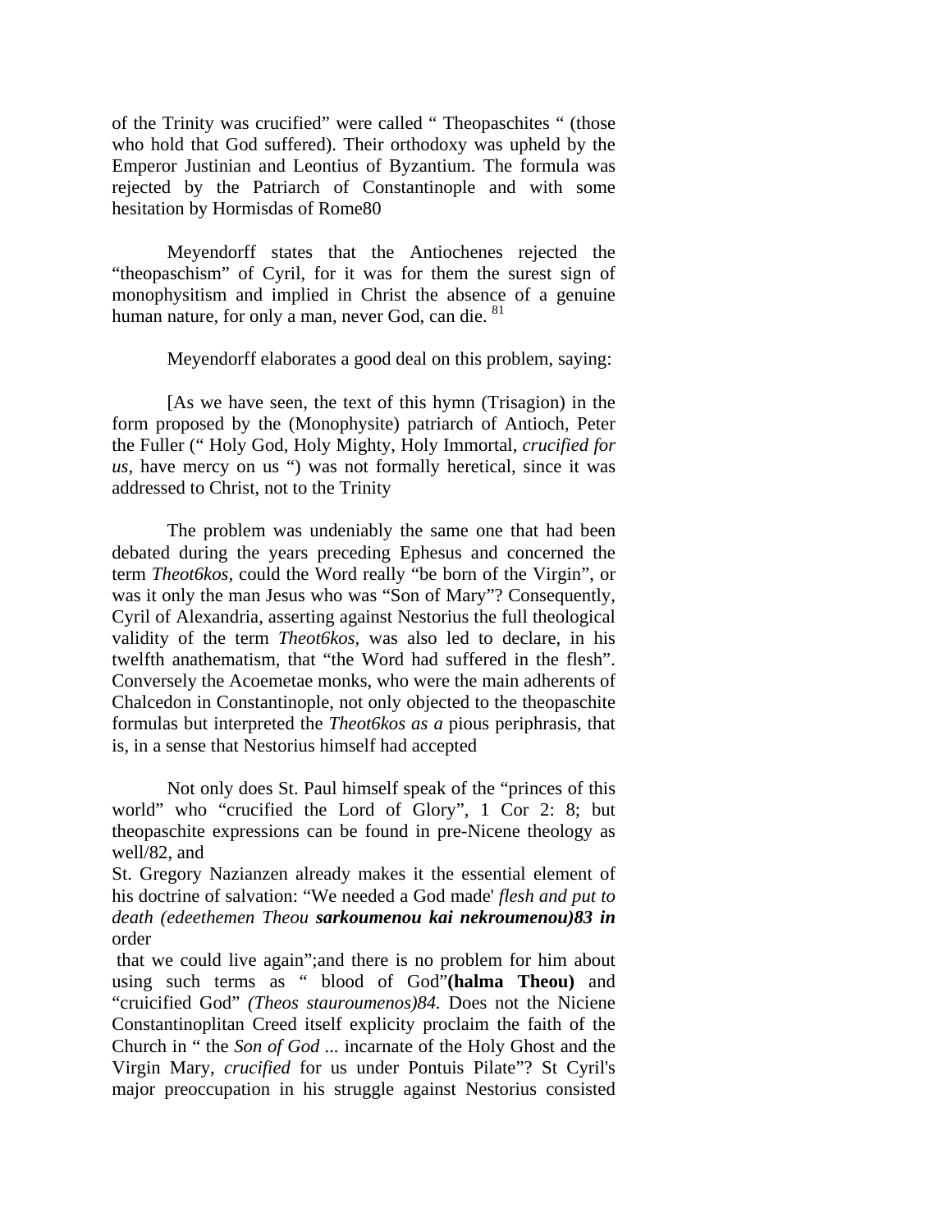of the Trinity was crucified" were called " Theopaschites " (those who hold that God suffered). Their orthodoxy was upheld by the Emperor Justinian and Leontius of Byzantium. The formula was rejected by the Patriarch of Constantinople and with some hesitation by Hormisdas of Rome80

Meyendorff states that the Antiochenes rejected the "theopaschism" of Cyril, for it was for them the surest sign of monophysitism and implied in Christ the absence of a genuine human nature, for only a man, never God, can die. [81]

Meyendorff elaborates a good deal on this problem, saying:

[As we have seen, the text of this hymn (Trisagion) in the form proposed by the (Monophysite) patriarch of Antioch, Peter the Fuller (" Holy God, Holy Mighty, Holy Immortal, *crucified for us*, have mercy on us ") was not formally heretical, since it was addressed to Christ, not to the Trinity

The problem was undeniably the same one that had been debated during the years preceding Ephesus and concerned the term *Theot6kos*, could the Word really "be born of the Virgin", or was it only the man Jesus who was "Son of Mary"? Consequently, Cyril of Alexandria, asserting against Nestorius the full theological validity of the term *Theot6kos*, was also led to declare, in his twelfth anathematism, that "the Word had suffered in the flesh". Conversely the Acoemetae monks, who were the main adherents of Chalcedon in Constantinople, not only objected to the theopaschite formulas but interpreted the *Theot6kos as a* pious periphrasis, that is, in a sense that Nestorius himself had accepted

Not only does St. Paul himself speak of the "princes of this world" who "crucified the Lord of Glory", 1 Cor 2: 8; but theopaschite expressions can be found in pre-Nicene theology as well/82, and

St. Gregory Nazianzen already makes it the essential element of his doctrine of salvation: "We needed a God made' *flesh and put to death (edeethemen Theou* ***sarkoumenou kai nekroumenou)83 in*** order

that we could live again";and there is no problem for him about using such terms as " blood of God"**(halma Theou)** and "cruicified God" *(Theos stauroumenos)84.* Does not the Niciene Constantinoplitan Creed itself explicity proclaim the faith of the Church in " the *Son of God* ... incarnate of the Holy Ghost and the Virgin Mary, *crucified* for us under Pontuis Pilate"? St Cyril's major preoccupation in his struggle against Nestorius consisted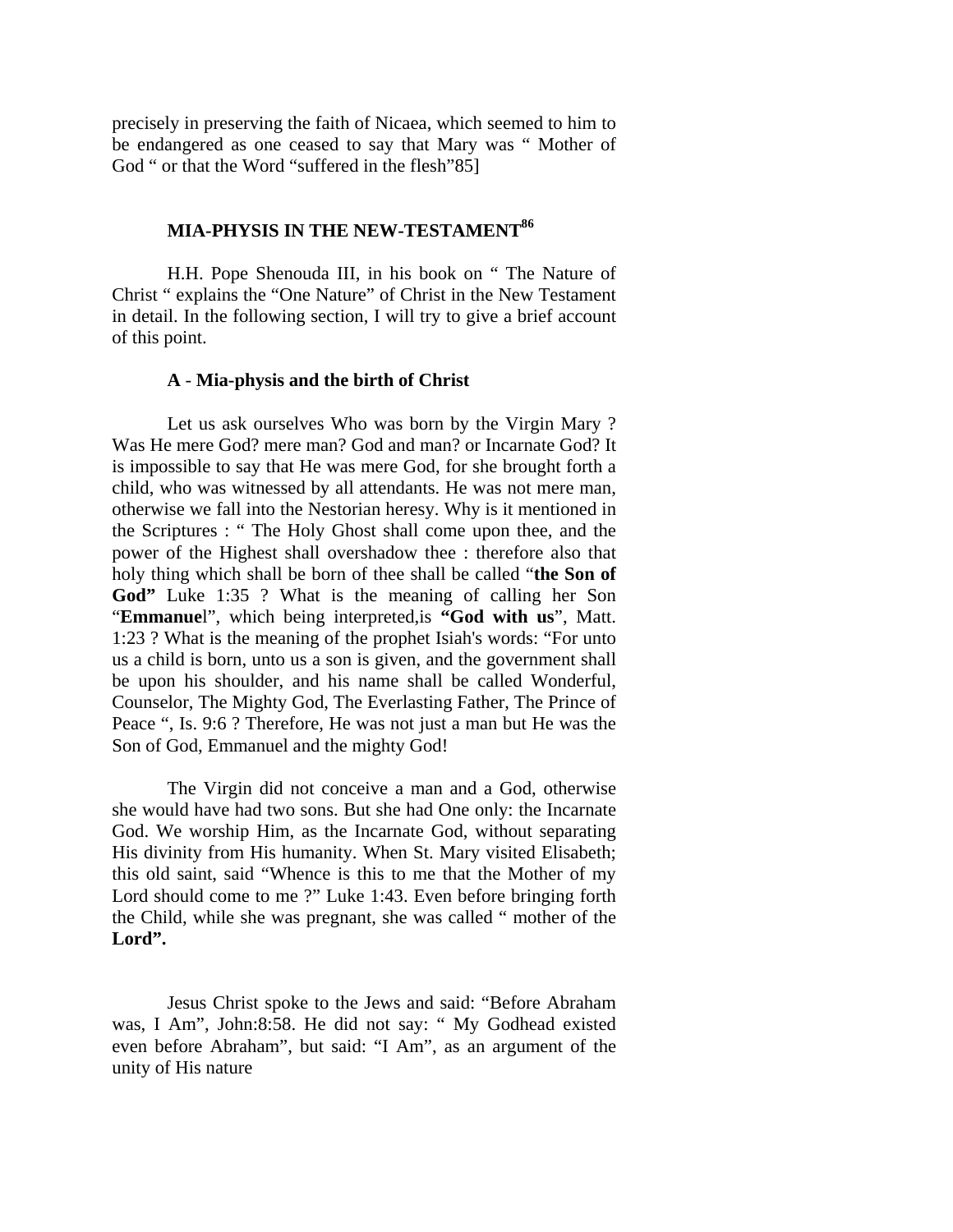precisely in preserving the faith of Nicaea, which seemed to him to be endangered as one ceased to say that Mary was " Mother of God " or that the Word "suffered in the flesh"85]

## MIA-PHYSIS IN THE NEW-TESTAMENT[86]

H.H. Pope Shenouda III, in his book on " The Nature of Christ " explains the "One Nature" of Christ in the New Testament in detail. In the following section, I will try to give a brief account of this point.

### A - Mia-physis and the birth of Christ

Let us ask ourselves Who was born by the Virgin Mary ? Was He mere God? mere man? God and man? or Incarnate God? It is impossible to say that He was mere God, for she brought forth a child, who was witnessed by all attendants. He was not mere man, otherwise we fall into the Nestorian heresy. Why is it mentioned in the Scriptures : " The Holy Ghost shall come upon thee, and the power of the Highest shall overshadow thee : therefore also that holy thing which shall be born of thee shall be called "**the Son of God"** Luke 1:35 ? What is the meaning of calling her Son "**Emmanue**l", which being interpreted,is **"God with us**", Matt. 1:23 ? What is the meaning of the prophet Isiah's words: "For unto us a child is born, unto us a son is given, and the government shall be upon his shoulder, and his name shall be called Wonderful, Counselor, The Mighty God, The Everlasting Father, The Prince of Peace ", Is. 9:6 ? Therefore, He was not just a man but He was the Son of God, Emmanuel and the mighty God!

The Virgin did not conceive a man and a God, otherwise she would have had two sons. But she had One only: the Incarnate God. We worship Him, as the Incarnate God, without separating His divinity from His humanity. When St. Mary visited Elisabeth; this old saint, said "Whence is this to me that the Mother of my Lord should come to me ?" Luke 1:43. Even before bringing forth the Child, while she was pregnant, she was called " mother of the **Lord".**

Jesus Christ spoke to the Jews and said: "Before Abraham was, I Am", John:8:58. He did not say: " My Godhead existed even before Abraham", but said: "I Am", as an argument of the unity of His nature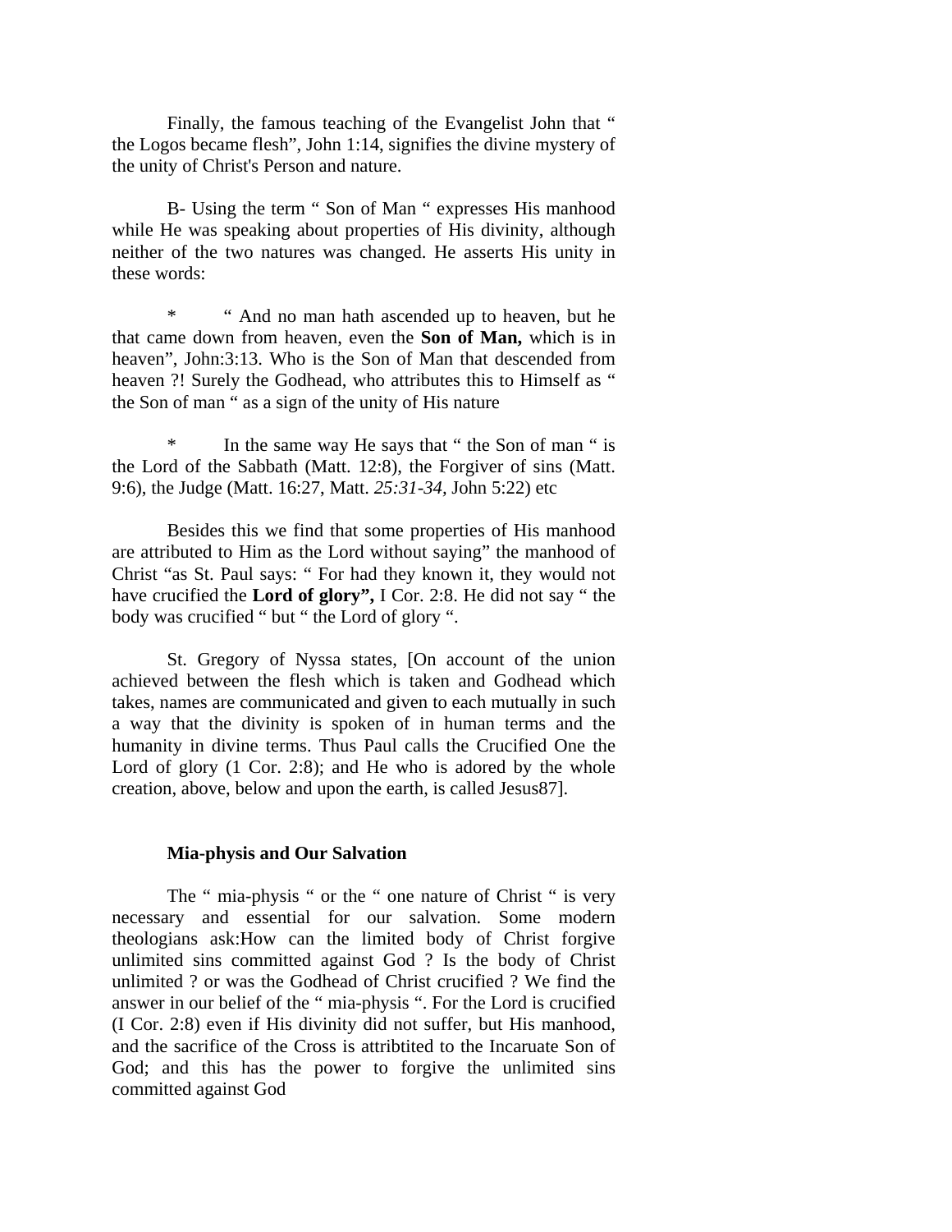Finally, the famous teaching of the Evangelist John that " the Logos became flesh", John 1:14, signifies the divine mystery of the unity of Christ's Person and nature.

B- Using the term " Son of Man " expresses His manhood while He was speaking about properties of His divinity, although neither of the two natures was changed. He asserts His unity in these words:

* " And no man hath ascended up to heaven, but he that came down from heaven, even the **Son of Man,** which is in heaven", John:3:13. Who is the Son of Man that descended from heaven ?! Surely the Godhead, who attributes this to Himself as " the Son of man " as a sign of the unity of His nature

* In the same way He says that " the Son of man " is the Lord of the Sabbath (Matt. 12:8), the Forgiver of sins (Matt. 9:6), the Judge (Matt. 16:27, Matt. *25:31-34,* John 5:22) etc

Besides this we find that some properties of His manhood are attributed to Him as the Lord without saying" the manhood of Christ "as St. Paul says: " For had they known it, they would not have crucified the **Lord of glory",** I Cor. 2:8. He did not say " the body was crucified " but " the Lord of glory ".

St. Gregory of Nyssa states, [On account of the union achieved between the flesh which is taken and Godhead which takes, names are communicated and given to each mutually in such a way that the divinity is spoken of in human terms and the humanity in divine terms. Thus Paul calls the Crucified One the Lord of glory (1 Cor. 2:8); and He who is adored by the whole creation, above, below and upon the earth, is called Jesus[87]].

**Mia-physis and Our Salvation**

The " mia-physis " or the " one nature of Christ " is very necessary and essential for our salvation. Some modern theologians ask:How can the limited body of Christ forgive unlimited sins committed against God ? Is the body of Christ unlimited ? or was the Godhead of Christ crucified ? We find the answer in our belief of the " mia-physis ". For the Lord is crucified (I Cor. 2:8) even if His divinity did not suffer, but His manhood, and the sacrifice of the Cross is attribtited to the Incaruate Son of God; and this has the power to forgive the unlimited sins committed against God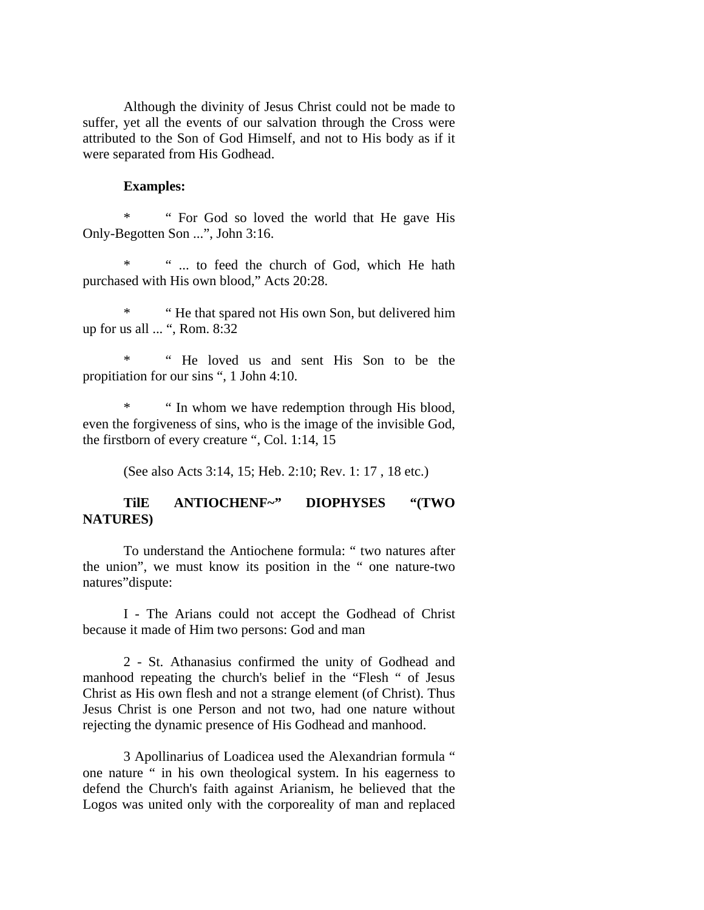Although the divinity of Jesus Christ could not be made to suffer, yet all the events of our salvation through the Cross were attributed to the Son of God Himself, and not to His body as if it were separated from His Godhead.

**Examples:**

* " For God so loved the world that He gave His Only-Begotten Son ...", John 3:16.

* " ... to feed the church of God, which He hath purchased with His own blood," Acts 20:28.

* " He that spared not His own Son, but delivered him up for us all ... ", Rom. 8:32

* " He loved us and sent His Son to be the propitiation for our sins ", 1 John 4:10.

* " In whom we have redemption through His blood, even the forgiveness of sins, who is the image of the invisible God, the firstborn of every creature ", Col. 1:14, 15

(See also Acts 3:14, 15; Heb. 2:10; Rev. 1: 17 , 18 etc.)

### TilE ANTIOCHENF~" DIOPHYSES "(TWO NATURES)

To understand the Antiochene formula: " two natures after the union", we must know its position in the " one nature-two natures"dispute:

I - The Arians could not accept the Godhead of Christ because it made of Him two persons: God and man

2 - St. Athanasius confirmed the unity of Godhead and manhood repeating the church's belief in the "Flesh " of Jesus Christ as His own flesh and not a strange element (of Christ). Thus Jesus Christ is one Person and not two, had one nature without rejecting the dynamic presence of His Godhead and manhood.

3 Apollinarius of Loadicea used the Alexandrian formula " one nature " in his own theological system. In his eagerness to defend the Church's faith against Arianism, he believed that the Logos was united only with the corporeality of man and replaced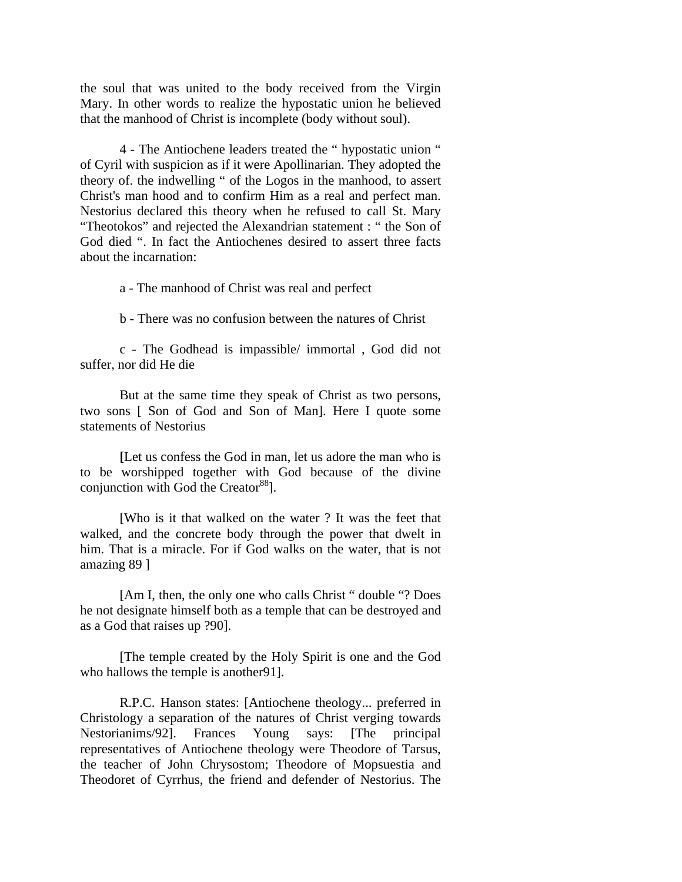the soul that was united to the body received from the Virgin Mary. In other words to realize the hypostatic union he believed that the manhood of Christ is incomplete (body without soul).

4 - The Antiochene leaders treated the " hypostatic union " of Cyril with suspicion as if it were Apollinarian. They adopted the theory of. the indwelling " of the Logos in the manhood, to assert Christ's man hood and to confirm Him as a real and perfect man. Nestorius declared this theory when he refused to call St. Mary "Theotokos" and rejected the Alexandrian statement : " the Son of God died ". In fact the Antiochenes desired to assert three facts about the incarnation:

a - The manhood of Christ was real and perfect

b - There was no confusion between the natures of Christ

c - The Godhead is impassible/ immortal , God did not suffer, nor did He die

But at the same time they speak of Christ as two persons, two sons [ Son of God and Son of Man]. Here I quote some statements of Nestorius

**[**Let us confess the God in man, let us adore the man who is to be worshipped together with God because of the divine conjunction with God the Creator[88]].

[Who is it that walked on the water ? It was the feet that walked, and the concrete body through the power that dwelt in him. That is a miracle. For if God walks on the water, that is not amazing 89 ]

[Am I, then, the only one who calls Christ " double "? Does he not designate himself both as a temple that can be destroyed and as a God that raises up ?90].

[The temple created by the Holy Spirit is one and the God who hallows the temple is another91].

R.P.C. Hanson states: [Antiochene theology... preferred in Christology a separation of the natures of Christ verging towards Nestorianims/92]. Frances Young says: [The principal representatives of Antiochene theology were Theodore of Tarsus, the teacher of John Chrysostom; Theodore of Mopsuestia and Theodoret of Cyrrhus, the friend and defender of Nestorius. The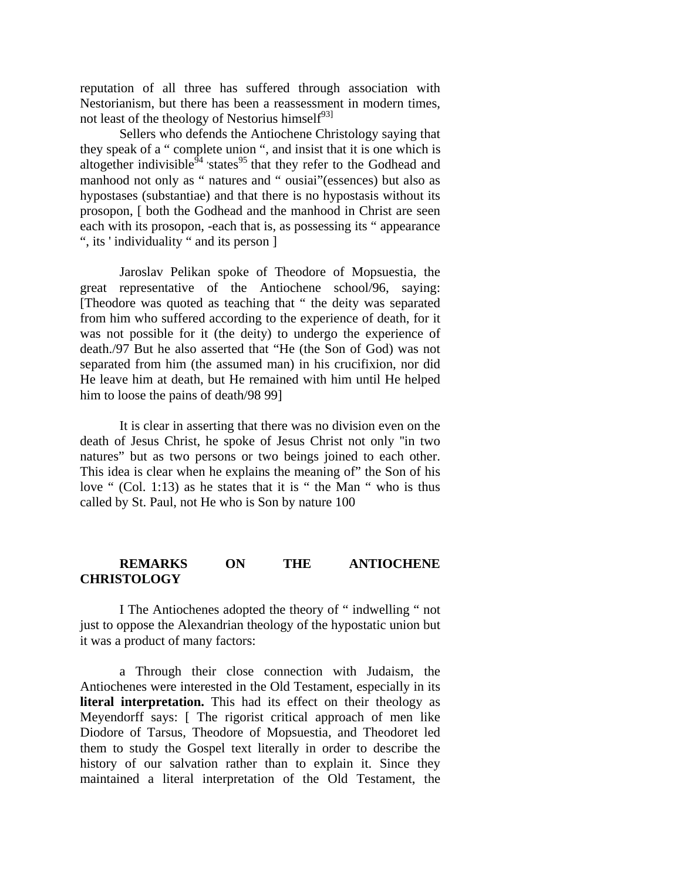reputation of all three has suffered through association with Nestorianism, but there has been a reassessment in modern times, not least of the theology of Nestorius himself[93]]

Sellers who defends the Antiochene Christology saying that they speak of a " complete union ", and insist that it is one which is altogether indivisible[94] ,states[95] that they refer to the Godhead and manhood not only as " natures and " ousiai"(essences) but also as hypostases (substantiae) and that there is no hypostasis without its prosopon, [ both the Godhead and the manhood in Christ are seen each with its prosopon, -each that is, as possessing its " appearance ", its ' individuality " and its person ]

Jaroslav Pelikan spoke of Theodore of Mopsuestia, the great representative of the Antiochene school/96, saying: [Theodore was quoted as teaching that " the deity was separated from him who suffered according to the experience of death, for it was not possible for it (the deity) to undergo the experience of death./97 But he also asserted that "He (the Son of God) was not separated from him (the assumed man) in his crucifixion, nor did He leave him at death, but He remained with him until He helped him to loose the pains of death/98 99]

It is clear in asserting that there was no division even on the death of Jesus Christ, he spoke of Jesus Christ not only "in two natures" but as two persons or two beings joined to each other. This idea is clear when he explains the meaning of" the Son of his love " (Col. 1:13) as he states that it is " the Man " who is thus called by St. Paul, not He who is Son by nature 100

**REMARKS ON THE ANTIOCHENE CHRISTOLOGY**

I The Antiochenes adopted the theory of " indwelling " not just to oppose the Alexandrian theology of the hypostatic union but it was a product of many factors:

a Through their close connection with Judaism, the Antiochenes were interested in the Old Testament, especially in its **literal interpretation.** This had its effect on their theology as Meyendorff says: [ The rigorist critical approach of men like Diodore of Tarsus, Theodore of Mopsuestia, and Theodoret led them to study the Gospel text literally in order to describe the history of our salvation rather than to explain it. Since they maintained a literal interpretation of the Old Testament, the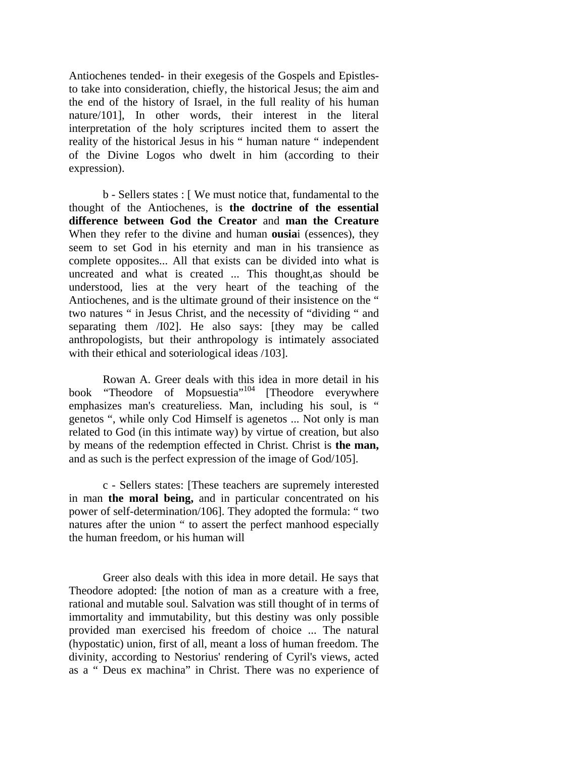Antiochenes tended- in their exegesis of the Gospels and Epistles- to take into consideration, chiefly, the historical Jesus; the aim and the end of the history of Israel, in the full reality of his human nature/101], In other words, their interest in the literal interpretation of the holy scriptures incited them to assert the reality of the historical Jesus in his " human nature " independent of the Divine Logos who dwelt in him (according to their expression).

b - Sellers states : [ We must notice that, fundamental to the thought of the Antiochenes, is **the doctrine of the essential difference between God the Creator** and **man the Creature** When they refer to the divine and human **ousia**i (essences), they seem to set God in his eternity and man in his transience as complete opposites... All that exists can be divided into what is uncreated and what is created ... This thought,as should be understood, lies at the very heart of the teaching of the Antiochenes, and is the ultimate ground of their insistence on the " two natures " in Jesus Christ, and the necessity of "dividing " and separating them /I02]. He also says: [they may be called anthropologists, but their anthropology is intimately associated with their ethical and soteriological ideas /103].

Rowan A. Greer deals with this idea in more detail in his book "Theodore of Mopsuestia"[104] [Theodore everywhere emphasizes man's creatureliess. Man, including his soul, is " genetos ", while only Cod Himself is agenetos ... Not only is man related to God (in this intimate way) by virtue of creation, but also by means of the redemption effected in Christ. Christ is **the man,** and as such is the perfect expression of the image of God/105].

c - Sellers states: [These teachers are supremely interested in man **the moral being,** and in particular concentrated on his power of self-determination/106]. They adopted the formula: " two natures after the union " to assert the perfect manhood especially the human freedom, or his human will

Greer also deals with this idea in more detail. He says that Theodore adopted: [the notion of man as a creature with a free, rational and mutable soul. Salvation was still thought of in terms of immortality and immutability, but this destiny was only possible provided man exercised his freedom of choice ... The natural (hypostatic) union, first of all, meant a loss of human freedom. The divinity, according to Nestorius' rendering of Cyril's views, acted as a " Deus ex machina" in Christ. There was no experience of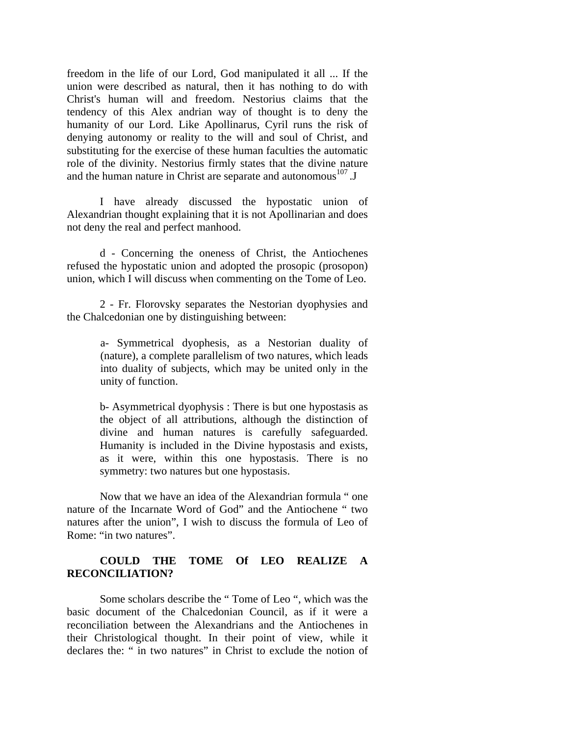freedom in the life of our Lord, God manipulated it all ... If the union were described as natural, then it has nothing to do with Christ's human will and freedom. Nestorius claims that the tendency of this Alex andrian way of thought is to deny the humanity of our Lord. Like Apollinarus, Cyril runs the risk of denying autonomy or reality to the will and soul of Christ, and substituting for the exercise of these human faculties the automatic role of the divinity. Nestorius firmly states that the divine nature and the human nature in Christ are separate and autonomous[107] .J

I have already discussed the hypostatic union of Alexandrian thought explaining that it is not Apollinarian and does not deny the real and perfect manhood.

d - Concerning the oneness of Christ, the Antiochenes refused the hypostatic union and adopted the prosopic (prosopon) union, which I will discuss when commenting on the Tome of Leo.

2 - Fr. Florovsky separates the Nestorian dyophysies and the Chalcedonian one by distinguishing between:

> a- Symmetrical dyophesis, as a Nestorian duality of (nature), a complete parallelism of two natures, which leads into duality of subjects, which may be united only in the unity of function.
>
> b- Asymmetrical dyophysis : There is but one hypostasis as the object of all attributions, although the distinction of divine and human natures is carefully safeguarded. Humanity is included in the Divine hypostasis and exists, as it were, within this one hypostasis. There is no symmetry: two natures but one hypostasis.

Now that we have an idea of the Alexandrian formula " one nature of the Incarnate Word of God" and the Antiochene " two natures after the union", I wish to discuss the formula of Leo of Rome: "in two natures".

## COULD THE TOME Of LEO REALIZE A RECONCILIATION?

Some scholars describe the " Tome of Leo ", which was the basic document of the Chalcedonian Council, as if it were a reconciliation between the Alexandrians and the Antiochenes in their Christological thought. In their point of view, while it declares the: " in two natures" in Christ to exclude the notion of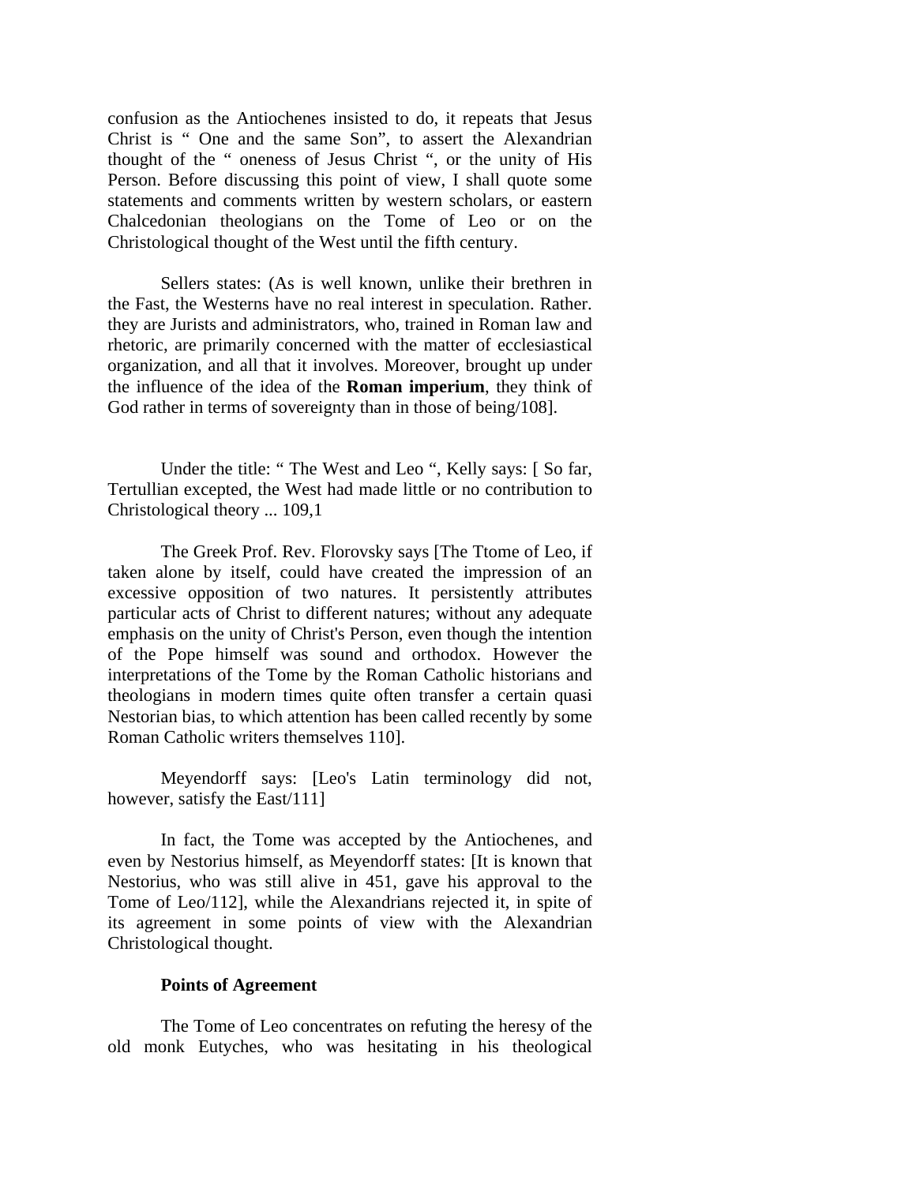confusion as the Antiochenes insisted to do, it repeats that Jesus Christ is " One and the same Son", to assert the Alexandrian thought of the " oneness of Jesus Christ ", or the unity of His Person. Before discussing this point of view, I shall quote some statements and comments written by western scholars, or eastern Chalcedonian theologians on the Tome of Leo or on the Christological thought of the West until the fifth century.

Sellers states: (As is well known, unlike their brethren in the Fast, the Westerns have no real interest in speculation. Rather. they are Jurists and administrators, who, trained in Roman law and rhetoric, are primarily concerned with the matter of ecclesiastical organization, and all that it involves. Moreover, brought up under the influence of the idea of the **Roman imperium**, they think of God rather in terms of sovereignty than in those of being/108].

Under the title: " The West and Leo ", Kelly says: [ So far, Tertullian excepted, the West had made little or no contribution to Christological theory ... 109,1

The Greek Prof. Rev. Florovsky says [The Ttome of Leo, if taken alone by itself, could have created the impression of an excessive opposition of two natures. It persistently attributes particular acts of Christ to different natures; without any adequate emphasis on the unity of Christ's Person, even though the intention of the Pope himself was sound and orthodox. However the interpretations of the Tome by the Roman Catholic historians and theologians in modern times quite often transfer a certain quasi Nestorian bias, to which attention has been called recently by some Roman Catholic writers themselves 110].

Meyendorff says: [Leo's Latin terminology did not, however, satisfy the East/111]

In fact, the Tome was accepted by the Antiochenes, and even by Nestorius himself, as Meyendorff states: [It is known that Nestorius, who was still alive in 451, gave his approval to the Tome of Leo/112], while the Alexandrians rejected it, in spite of its agreement in some points of view with the Alexandrian Christological thought.

**Points of Agreement**

The Tome of Leo concentrates on refuting the heresy of the old monk Eutyches, who was hesitating in his theological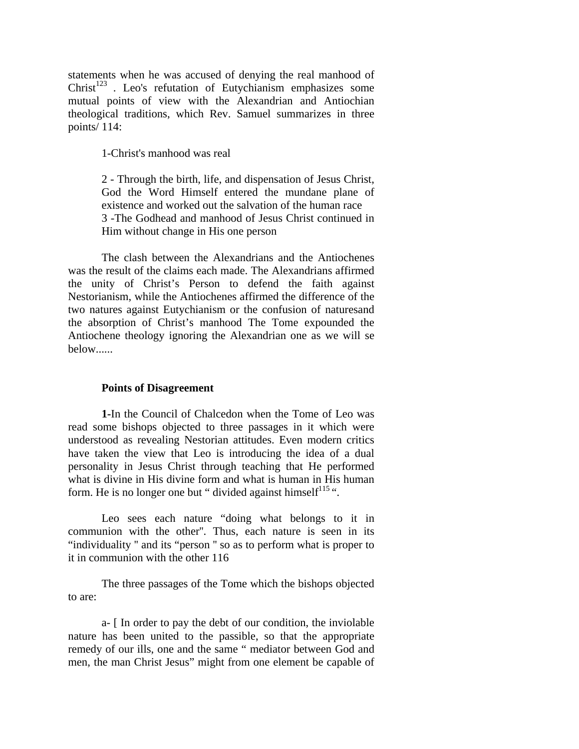statements when he was accused of denying the real manhood of Christ[123] . Leo's refutation of Eutychianism emphasizes some mutual points of view with the Alexandrian and Antiochian theological traditions, which Rev. Samuel summarizes in three points/ 114:

1-Christ's manhood was real

2 - Through the birth, life, and dispensation of Jesus Christ, God the Word Himself entered the mundane plane of existence and worked out the salvation of the human race
3 -The Godhead and manhood of Jesus Christ continued in Him without change in His one person

The clash between the Alexandrians and the Antiochenes was the result of the claims each made. The Alexandrians affirmed the unity of Christ's Person to defend the faith against Nestorianism, while the Antiochenes affirmed the difference of the two natures against Eutychianism or the confusion of naturesand the absorption of Christ's manhood The Tome expounded the Antiochene theology ignoring the Alexandrian one as we will se below......

**Points of Disagreement**

**1-**In the Council of Chalcedon when the Tome of Leo was read some bishops objected to three passages in it which were understood as revealing Nestorian attitudes. Even modern critics have taken the view that Leo is introducing the idea of a dual personality in Jesus Christ through teaching that He performed what is divine in His divine form and what is human in His human form. He is no longer one but " divided against himself[115] ".

Leo sees each nature "doing what belongs to it in communion with the other". Thus, each nature is seen in its "individuality " and its "person " so as to perform what is proper to it in communion with the other 116

The three passages of the Tome which the bishops objected to are:

a- [ In order to pay the debt of our condition, the inviolable nature has been united to the passible, so that the appropriate remedy of our ills, one and the same " mediator between God and men, the man Christ Jesus" might from one element be capable of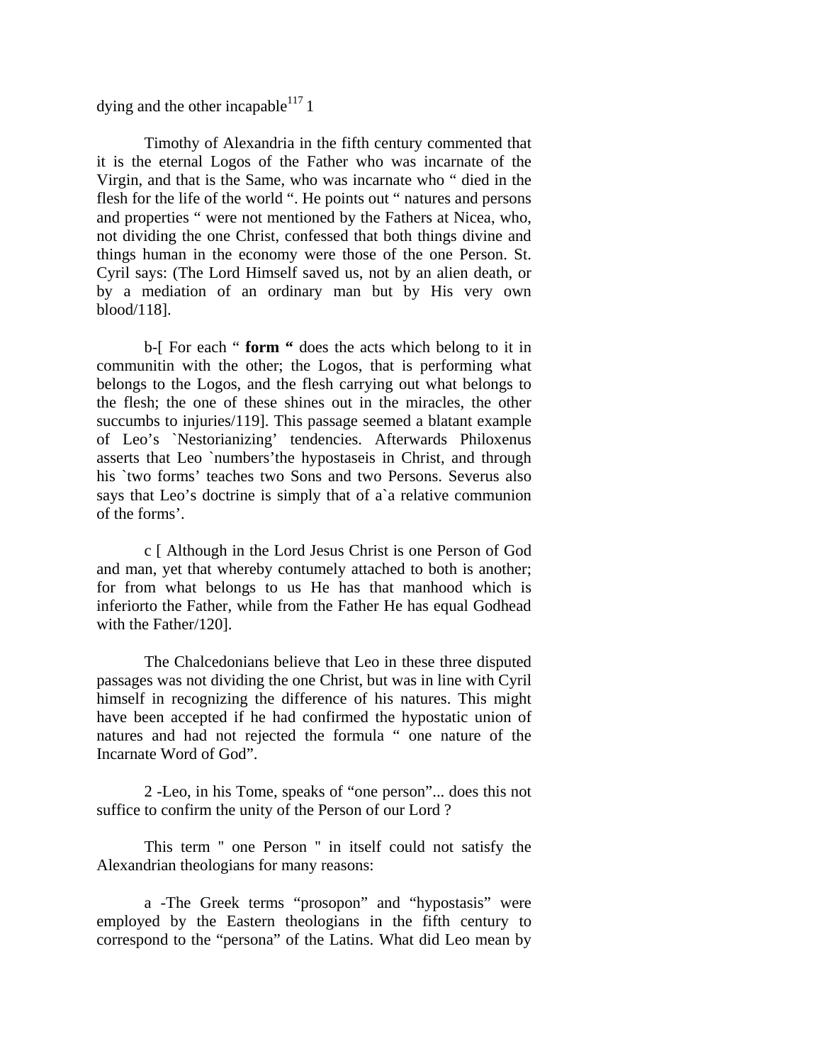dying and the other incapable[117] 1

Timothy of Alexandria in the fifth century commented that it is the eternal Logos of the Father who was incarnate of the Virgin, and that is the Same, who was incarnate who " died in the flesh for the life of the world ". He points out " natures and persons and properties " were not mentioned by the Fathers at Nicea, who, not dividing the one Christ, confessed that both things divine and things human in the economy were those of the one Person. St. Cyril says: (The Lord Himself saved us, not by an alien death, or by a mediation of an ordinary man but by His very own blood/118].

b-[ For each " **form "** does the acts which belong to it in communitin with the other; the Logos, that is performing what belongs to the Logos, and the flesh carrying out what belongs to the flesh; the one of these shines out in the miracles, the other succumbs to injuries/119]. This passage seemed a blatant example of Leo's `Nestorianizing' tendencies. Afterwards Philoxenus asserts that Leo `numbers'the hypostaseis in Christ, and through his `two forms' teaches two Sons and two Persons. Severus also says that Leo's doctrine is simply that of a`a relative communion of the forms'.

c [ Although in the Lord Jesus Christ is one Person of God and man, yet that whereby contumely attached to both is another; for from what belongs to us He has that manhood which is inferiorto the Father, while from the Father He has equal Godhead with the Father/120].

The Chalcedonians believe that Leo in these three disputed passages was not dividing the one Christ, but was in line with Cyril himself in recognizing the difference of his natures. This might have been accepted if he had confirmed the hypostatic union of natures and had not rejected the formula " one nature of the Incarnate Word of God".

2 -Leo, in his Tome, speaks of "one person"... does this not suffice to confirm the unity of the Person of our Lord ?

This term " one Person " in itself could not satisfy the Alexandrian theologians for many reasons:

a -The Greek terms "prosopon" and "hypostasis" were employed by the Eastern theologians in the fifth century to correspond to the "persona" of the Latins. What did Leo mean by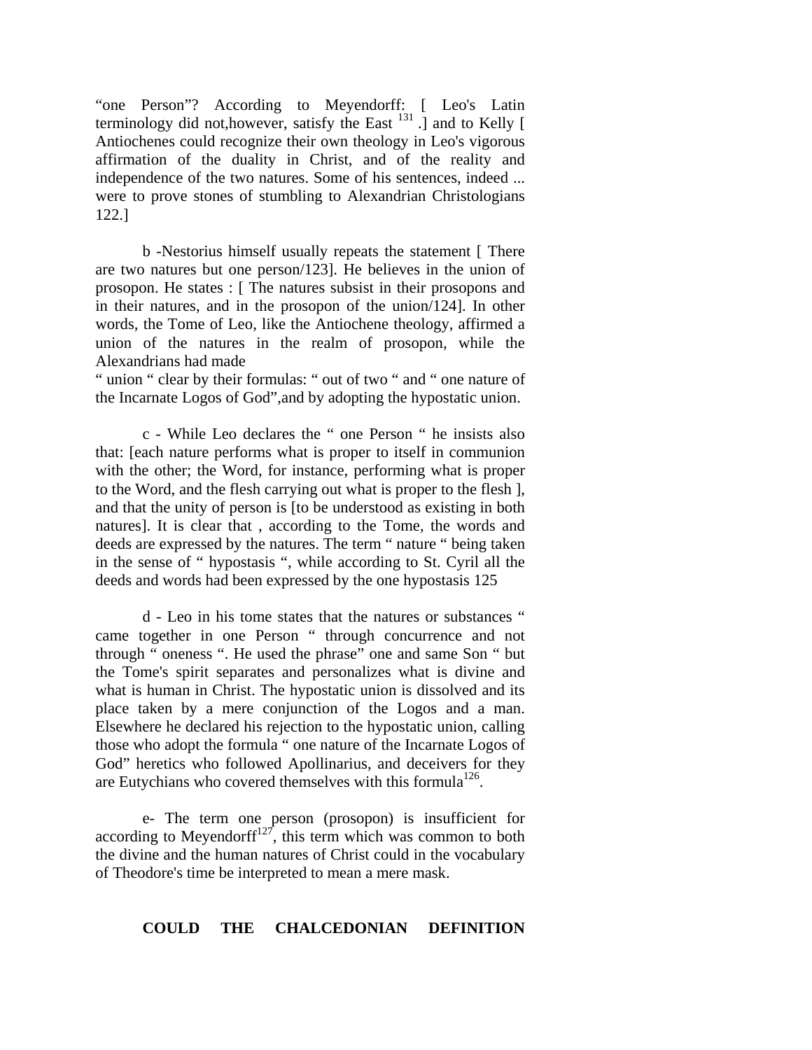"one Person"? According to Meyendorff: [ Leo's Latin terminology did not,however, satisfy the East [131] .] and to Kelly [ Antiochenes could recognize their own theology in Leo's vigorous affirmation of the duality in Christ, and of the reality and independence of the two natures. Some of his sentences, indeed ... were to prove stones of stumbling to Alexandrian Christologians 122.]

b -Nestorius himself usually repeats the statement [ There are two natures but one person/123]. He believes in the union of prosopon. He states : [ The natures subsist in their prosopons and in their natures, and in the prosopon of the union/124]. In other words, the Tome of Leo, like the Antiochene theology, affirmed a union of the natures in the realm of prosopon, while the Alexandrians had made
" union " clear by their formulas: " out of two " and " one nature of the Incarnate Logos of God",and by adopting the hypostatic union.

c - While Leo declares the " one Person " he insists also that: [each nature performs what is proper to itself in communion with the other; the Word, for instance, performing what is proper to the Word, and the flesh carrying out what is proper to the flesh ], and that the unity of person is [to be understood as existing in both natures]. It is clear that , according to the Tome, the words and deeds are expressed by the natures. The term " nature " being taken in the sense of " hypostasis ", while according to St. Cyril all the deeds and words had been expressed by the one hypostasis 125

d - Leo in his tome states that the natures or substances " came together in one Person " through concurrence and not through " oneness ". He used the phrase" one and same Son " but the Tome's spirit separates and personalizes what is divine and what is human in Christ. The hypostatic union is dissolved and its place taken by a mere conjunction of the Logos and a man. Elsewhere he declared his rejection to the hypostatic union, calling those who adopt the formula " one nature of the Incarnate Logos of God" heretics who followed Apollinarius, and deceivers for they are Eutychians who covered themselves with this formula[126].

e- The term one person (prosopon) is insufficient for according to Meyendorff[127], this term which was common to both the divine and the human natures of Christ could in the vocabulary of Theodore's time be interpreted to mean a mere mask.

**COULD THE CHALCEDONIAN DEFINITION**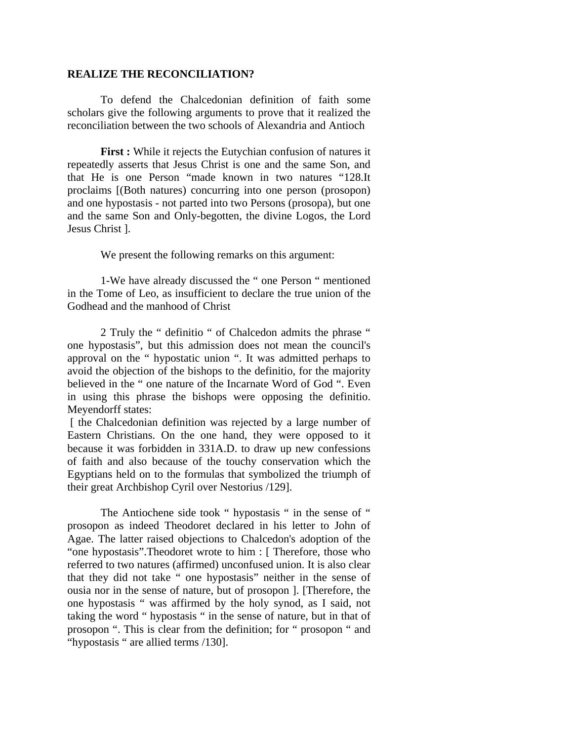**REALIZE THE RECONCILIATION?**

To defend the Chalcedonian definition of faith some scholars give the following arguments to prove that it realized the reconciliation between the two schools of Alexandria and Antioch

**First :** While it rejects the Eutychian confusion of natures it repeatedly asserts that Jesus Christ is one and the same Son, and that He is one Person "made known in two natures "128.It proclaims [(Both natures) concurring into one person (prosopon) and one hypostasis - not parted into two Persons (prosopa), but one and the same Son and Only-begotten, the divine Logos, the Lord Jesus Christ ].

We present the following remarks on this argument:

1-We have already discussed the " one Person " mentioned in the Tome of Leo, as insufficient to declare the true union of the Godhead and the manhood of Christ

2 Truly the " definitio " of Chalcedon admits the phrase " one hypostasis", but this admission does not mean the council's approval on the " hypostatic union ". It was admitted perhaps to avoid the objection of the bishops to the definitio, for the majority believed in the " one nature of the Incarnate Word of God ". Even in using this phrase the bishops were opposing the definitio. Meyendorff states:

[ the Chalcedonian definition was rejected by a large number of Eastern Christians. On the one hand, they were opposed to it because it was forbidden in 331A.D. to draw up new confessions of faith and also because of the touchy conservation which the Egyptians held on to the formulas that symbolized the triumph of their great Archbishop Cyril over Nestorius /129].

The Antiochene side took " hypostasis " in the sense of " prosopon as indeed Theodoret declared in his letter to John of Agae. The latter raised objections to Chalcedon's adoption of the "one hypostasis".Theodoret wrote to him : [ Therefore, those who referred to two natures (affirmed) unconfused union. It is also clear that they did not take " one hypostasis" neither in the sense of ousia nor in the sense of nature, but of prosopon ]. [Therefore, the one hypostasis " was affirmed by the holy synod, as I said, not taking the word " hypostasis " in the sense of nature, but in that of prosopon ". This is clear from the definition; for " prosopon " and "hypostasis " are allied terms /130].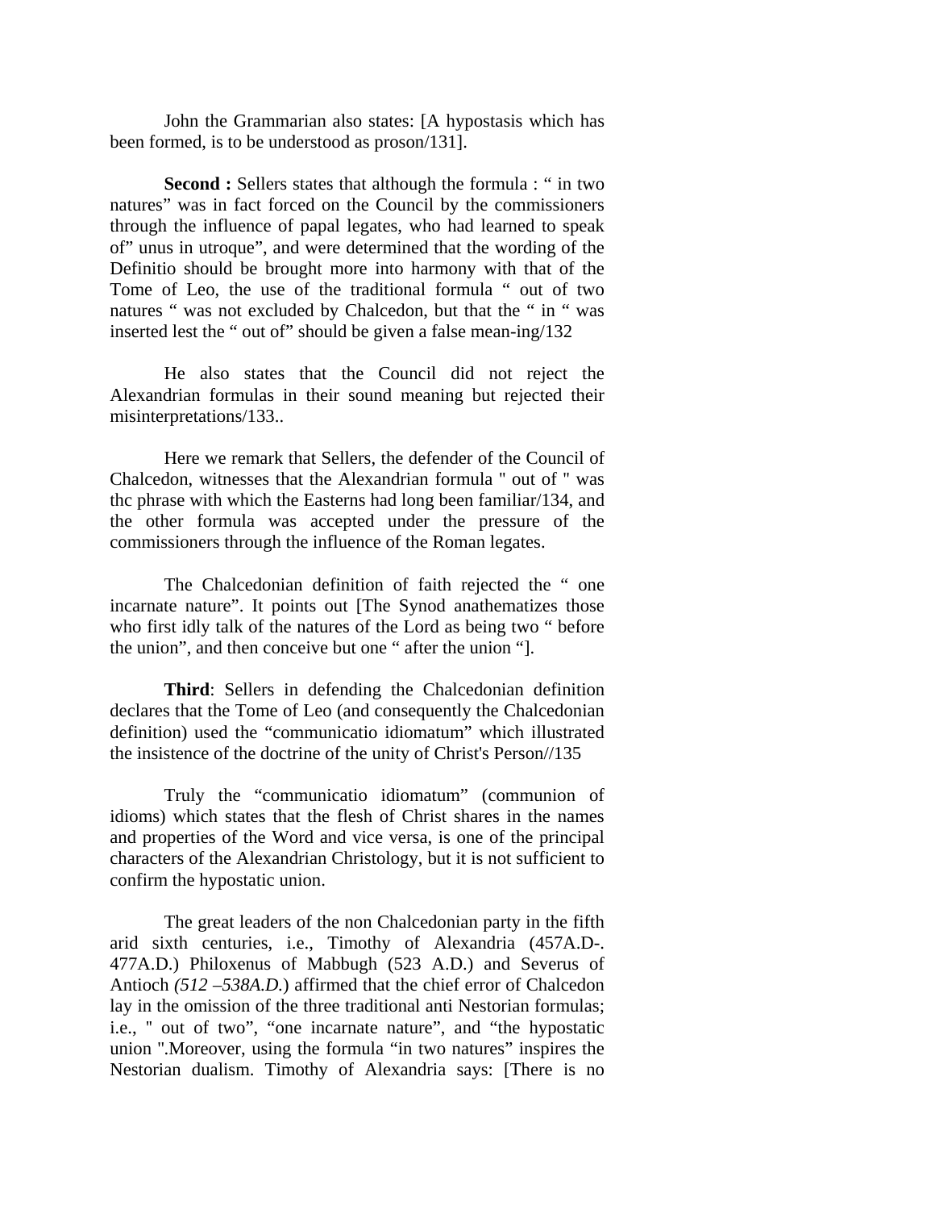John the Grammarian also states: [A hypostasis which has been formed, is to be understood as proson/131].

**Second :** Sellers states that although the formula : " in two natures" was in fact forced on the Council by the commissioners through the influence of papal legates, who had learned to speak of" unus in utroque", and were determined that the wording of the Definitio should be brought more into harmony with that of the Tome of Leo, the use of the traditional formula " out of two natures " was not excluded by Chalcedon, but that the " in " was inserted lest the " out of" should be given a false mean-ing/132

He also states that the Council did not reject the Alexandrian formulas in their sound meaning but rejected their misinterpretations/133..

Here we remark that Sellers, the defender of the Council of Chalcedon, witnesses that the Alexandrian formula " out of " was thc phrase with which the Easterns had long been familiar/134, and the other formula was accepted under the pressure of the commissioners through the influence of the Roman legates.

The Chalcedonian definition of faith rejected the " one incarnate nature". It points out [The Synod anathematizes those who first idly talk of the natures of the Lord as being two " before the union", and then conceive but one " after the union "].

**Third**: Sellers in defending the Chalcedonian definition declares that the Tome of Leo (and consequently the Chalcedonian definition) used the "communicatio idiomatum" which illustrated the insistence of the doctrine of the unity of Christ's Person//135

Truly the "communicatio idiomatum" (communion of idioms) which states that the flesh of Christ shares in the names and properties of the Word and vice versa, is one of the principal characters of the Alexandrian Christology, but it is not sufficient to confirm the hypostatic union.

The great leaders of the non Chalcedonian party in the fifth arid sixth centuries, i.e., Timothy of Alexandria (457A.D-. 477A.D.) Philoxenus of Mabbugh (523 A.D.) and Severus of Antioch *(512 –538A.D.*) affirmed that the chief error of Chalcedon lay in the omission of the three traditional anti Nestorian formulas; i.e., " out of two", "one incarnate nature", and "the hypostatic union ".Moreover, using the formula "in two natures" inspires the Nestorian dualism. Timothy of Alexandria says: [There is no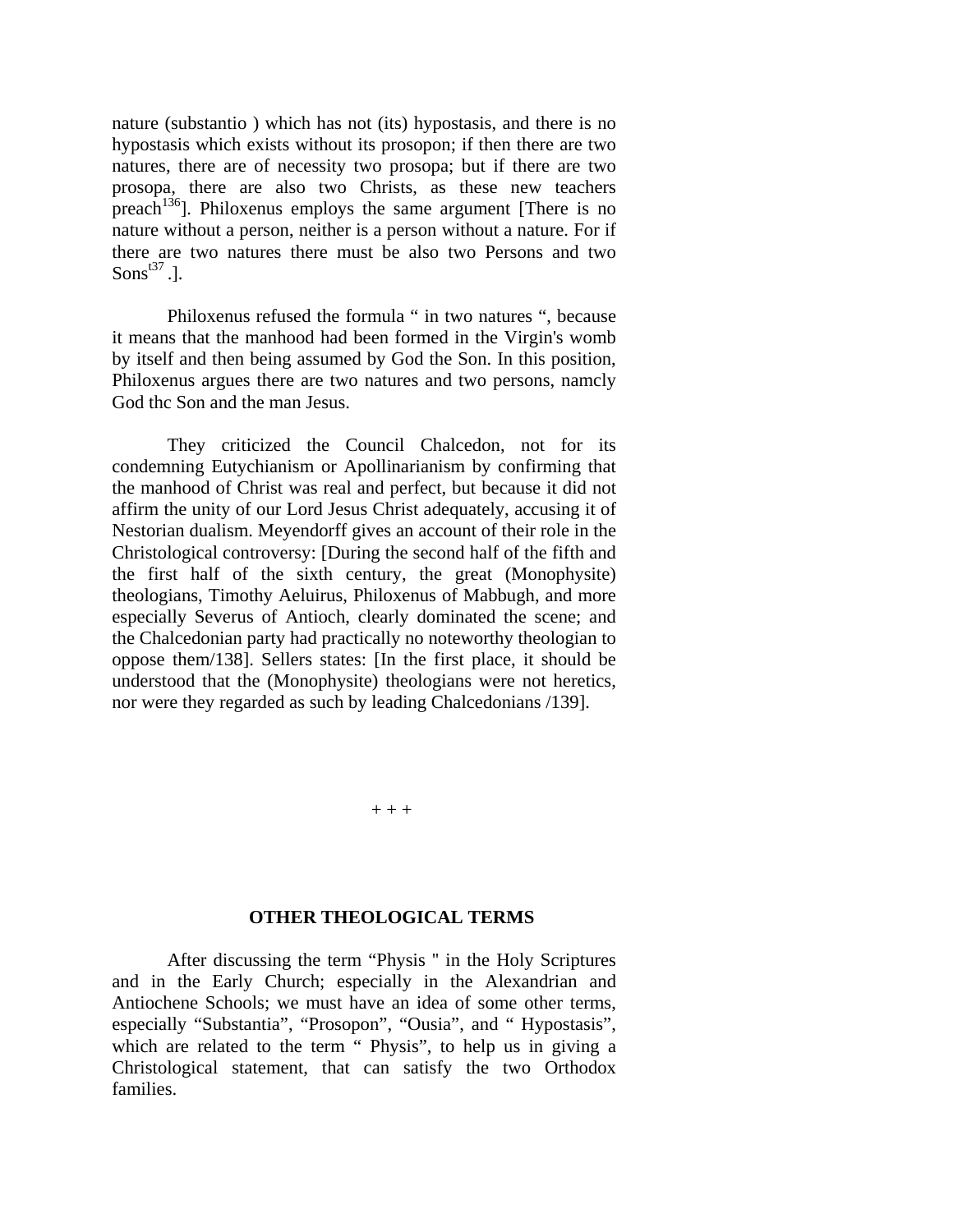nature (substantio ) which has not (its) hypostasis, and there is no hypostasis which exists without its prosopon; if then there are two natures, there are of necessity two prosopa; but if there are two prosopa, there are also two Christs, as these new teachers preach[136]]. Philoxenus employs the same argument [There is no nature without a person, neither is a person without a nature. For if there are two natures there must be also two Persons and two Sons[t37].].

Philoxenus refused the formula " in two natures ", because it means that the manhood had been formed in the Virgin's womb by itself and then being assumed by God the Son. In this position, Philoxenus argues there are two natures and two persons, namcly God thc Son and the man Jesus.

They criticized the Council Chalcedon, not for its condemning Eutychianism or Apollinarianism by confirming that the manhood of Christ was real and perfect, but because it did not affirm the unity of our Lord Jesus Christ adequately, accusing it of Nestorian dualism. Meyendorff gives an account of their role in the Christological controversy: [During the second half of the fifth and the first half of the sixth century, the great (Monophysite) theologians, Timothy Aeluirus, Philoxenus of Mabbugh, and more especially Severus of Antioch, clearly dominated the scene; and the Chalcedonian party had practically no noteworthy theologian to oppose them/138]. Sellers states: [In the first place, it should be understood that the (Monophysite) theologians were not heretics, nor were they regarded as such by leading Chalcedonians /139].

+ + +

## OTHER THEOLOGICAL TERMS

After discussing the term "Physis " in the Holy Scriptures and in the Early Church; especially in the Alexandrian and Antiochene Schools; we must have an idea of some other terms, especially "Substantia", "Prosopon", "Ousia", and " Hypostasis", which are related to the term " Physis", to help us in giving a Christological statement, that can satisfy the two Orthodox families.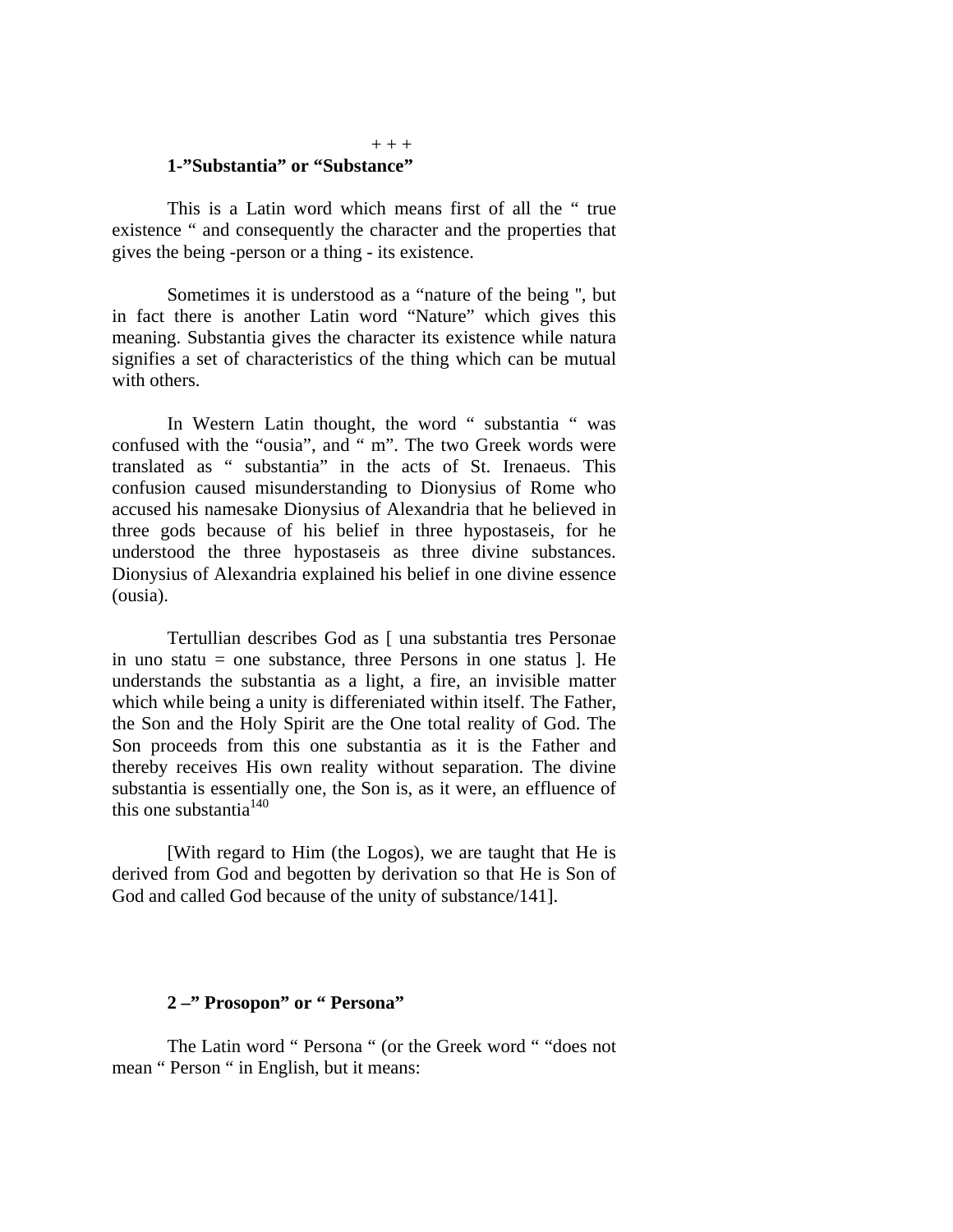+ + +

**1-"Substantia" or "Substance"**

This is a Latin word which means first of all the " true existence " and consequently the character and the properties that gives the being -person or a thing - its existence.

Sometimes it is understood as a "nature of the being ", but in fact there is another Latin word "Nature" which gives this meaning. Substantia gives the character its existence while natura signifies a set of characteristics of the thing which can be mutual with others.

In Western Latin thought, the word " substantia " was confused with the "ousia", and " m". The two Greek words were translated as " substantia" in the acts of St. Irenaeus. This confusion caused misunderstanding to Dionysius of Rome who accused his namesake Dionysius of Alexandria that he believed in three gods because of his belief in three hypostaseis, for he understood the three hypostaseis as three divine substances. Dionysius of Alexandria explained his belief in one divine essence (ousia).

Tertullian describes God as [ una substantia tres Personae in uno statu = one substance, three Persons in one status ]. He understands the substantia as a light, a fire, an invisible matter which while being a unity is differeniated within itself. The Father, the Son and the Holy Spirit are the One total reality of God. The Son proceeds from this one substantia as it is the Father and thereby receives His own reality without separation. The divine substantia is essentially one, the Son is, as it were, an effluence of this one substantia[140]

[With regard to Him (the Logos), we are taught that He is derived from God and begotten by derivation so that He is Son of God and called God because of the unity of substance/141].

**2 –" Prosopon" or " Persona"**

The Latin word " Persona " (or the Greek word " "does not mean " Person " in English, but it means: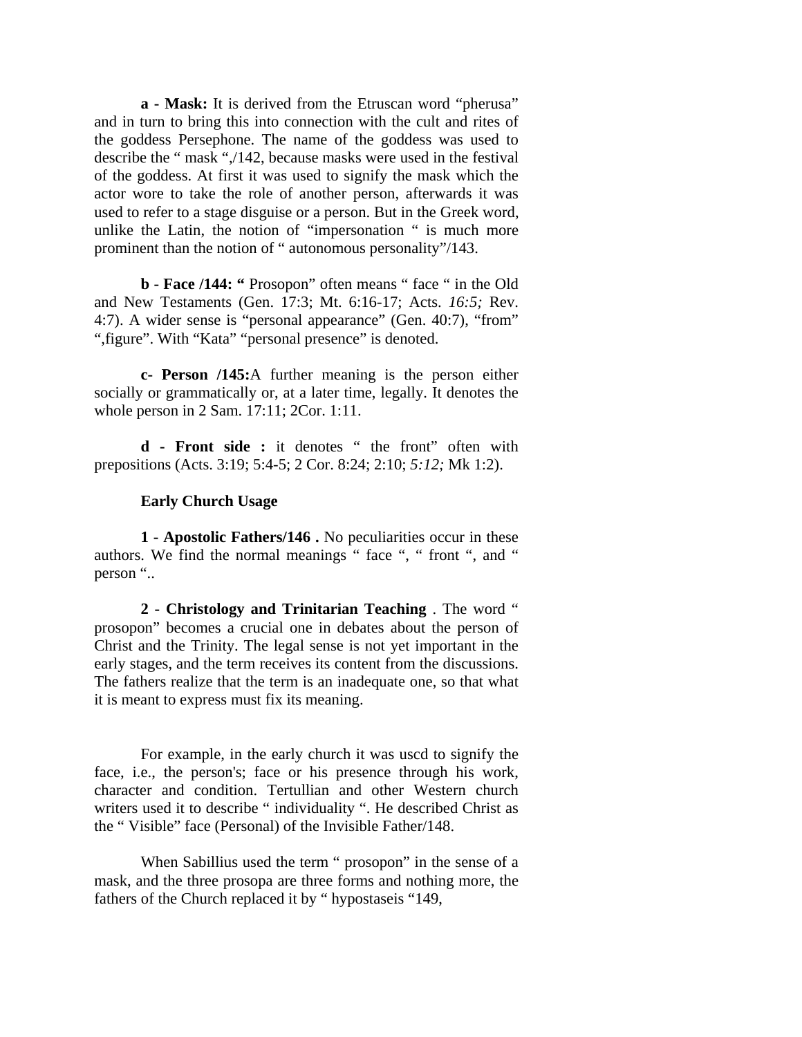**a - Mask:** It is derived from the Etruscan word "pherusa" and in turn to bring this into connection with the cult and rites of the goddess Persephone. The name of the goddess was used to describe the " mask ",/142, because masks were used in the festival of the goddess. At first it was used to signify the mask which the actor wore to take the role of another person, afterwards it was used to refer to a stage disguise or a person. But in the Greek word, unlike the Latin, the notion of "impersonation " is much more prominent than the notion of " autonomous personality"/143.

**b - Face /144: "** Prosopon" often means " face " in the Old and New Testaments (Gen. 17:3; Mt. 6:16-17; Acts. *16:5;* Rev. 4:7). A wider sense is "personal appearance" (Gen. 40:7), "from" ",figure". With "Kata" "personal presence" is denoted.

**c- Person /145:**A further meaning is the person either socially or grammatically or, at a later time, legally. It denotes the whole person in 2 Sam. 17:11; 2Cor. 1:11.

**d - Front side :** it denotes " the front" often with prepositions (Acts. 3:19; 5:4-5; 2 Cor. 8:24; 2:10; *5:12;* Mk 1:2).

**Early Church Usage**

**1 - Apostolic Fathers/146 .** No peculiarities occur in these authors. We find the normal meanings " face ", " front ", and " person "..

**2 - Christology and Trinitarian Teaching** . The word " prosopon" becomes a crucial one in debates about the person of Christ and the Trinity. The legal sense is not yet important in the early stages, and the term receives its content from the discussions. The fathers realize that the term is an inadequate one, so that what it is meant to express must fix its meaning.

For example, in the early church it was uscd to signify the face, i.e., the person's; face or his presence through his work, character and condition. Tertullian and other Western church writers used it to describe " individuality ". He described Christ as the " Visible" face (Personal) of the Invisible Father/148.

When Sabillius used the term " prosopon" in the sense of a mask, and the three prosopa are three forms and nothing more, the fathers of the Church replaced it by " hypostaseis "149,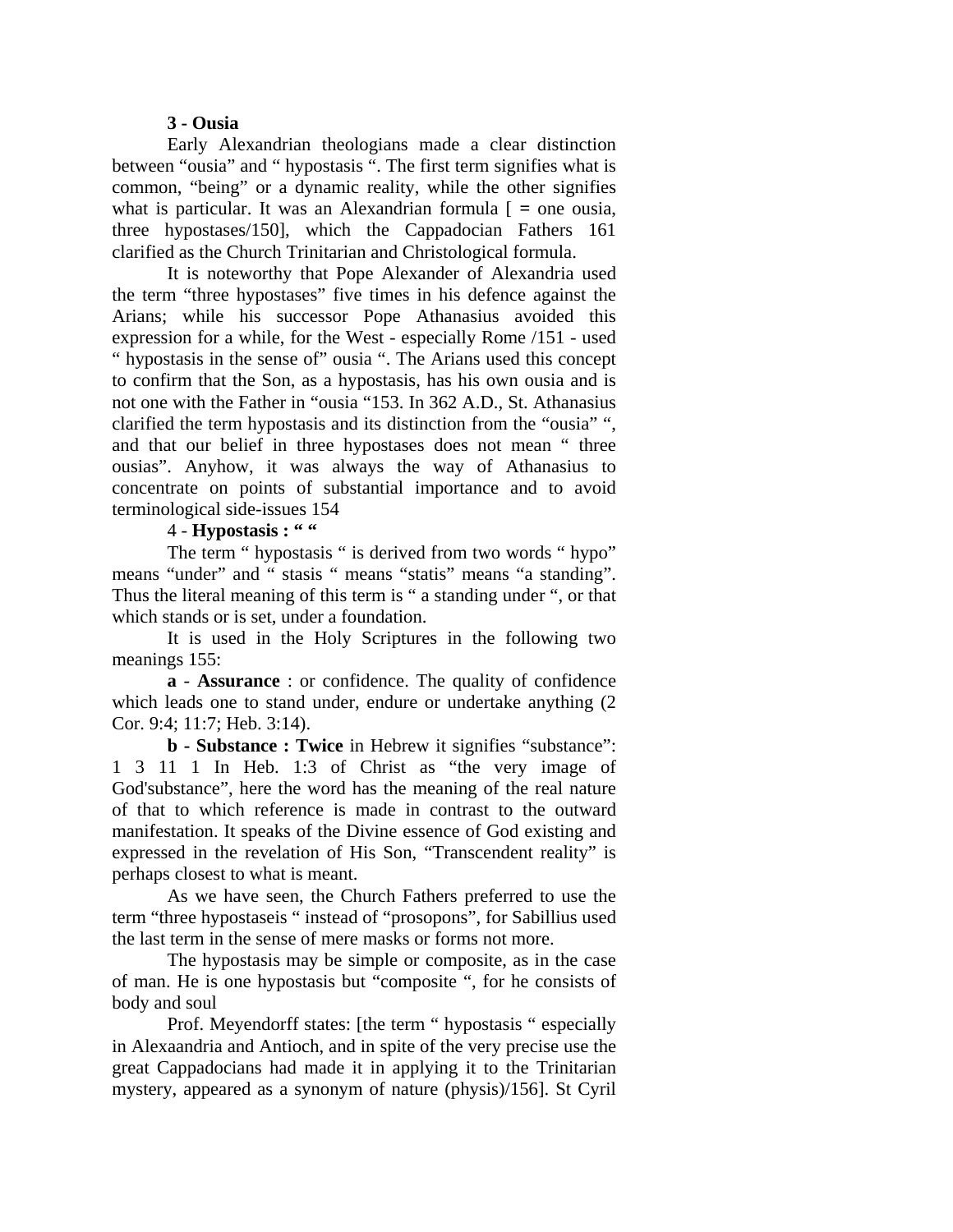**3 - Ousia**

Early Alexandrian theologians made a clear distinction between “ousia” and “ hypostasis “. The first term signifies what is common, “being” or a dynamic reality, while the other signifies what is particular. It was an Alexandrian formula [ = one ousia, three hypostases/150], which the Cappadocian Fathers 161 clarified as the Church Trinitarian and Christological formula.

It is noteworthy that Pope Alexander of Alexandria used the term “three hypostases” five times in his defence against the Arians; while his successor Pope Athanasius avoided this expression for a while, for the West - especially Rome /151 - used “ hypostasis in the sense of” ousia “. The Arians used this concept to confirm that the Son, as a hypostasis, has his own ousia and is not one with the Father in “ousia “153. In 362 A.D., St. Athanasius clarified the term hypostasis and its distinction from the “ousia” “, and that our belief in three hypostases does not mean “ three ousias”. Anyhow, it was always the way of Athanasius to concentrate on points of substantial importance and to avoid terminological side-issues 154

4 - **Hypostasis : “ “**

The term “ hypostasis “ is derived from two words “ hypo” means “under” and “ stasis “ means “statis” means “a standing”. Thus the literal meaning of this term is “ a standing under “, or that which stands or is set, under a foundation.

It is used in the Holy Scriptures in the following two meanings 155:

**a** - **Assurance** : or confidence. The quality of confidence which leads one to stand under, endure or undertake anything (2 Cor. 9:4; 11:7; Heb. 3:14).

**b - Substance : Twice** in Hebrew it signifies “substance”: 1 3 11 1 In Heb. 1:3 of Christ as “the very image of God'substance”, here the word has the meaning of the real nature of that to which reference is made in contrast to the outward manifestation. It speaks of the Divine essence of God existing and expressed in the revelation of His Son, “Transcendent reality” is perhaps closest to what is meant.

As we have seen, the Church Fathers preferred to use the term “three hypostaseis “ instead of “prosopons”, for Sabillius used the last term in the sense of mere masks or forms not more.

The hypostasis may be simple or composite, as in the case of man. He is one hypostasis but “composite “, for he consists of body and soul

Prof. Meyendorff states: [the term “ hypostasis “ especially in Alexaandria and Antioch, and in spite of the very precise use the great Cappadocians had made it in applying it to the Trinitarian mystery, appeared as a synonym of nature (physis)/156]. St Cyril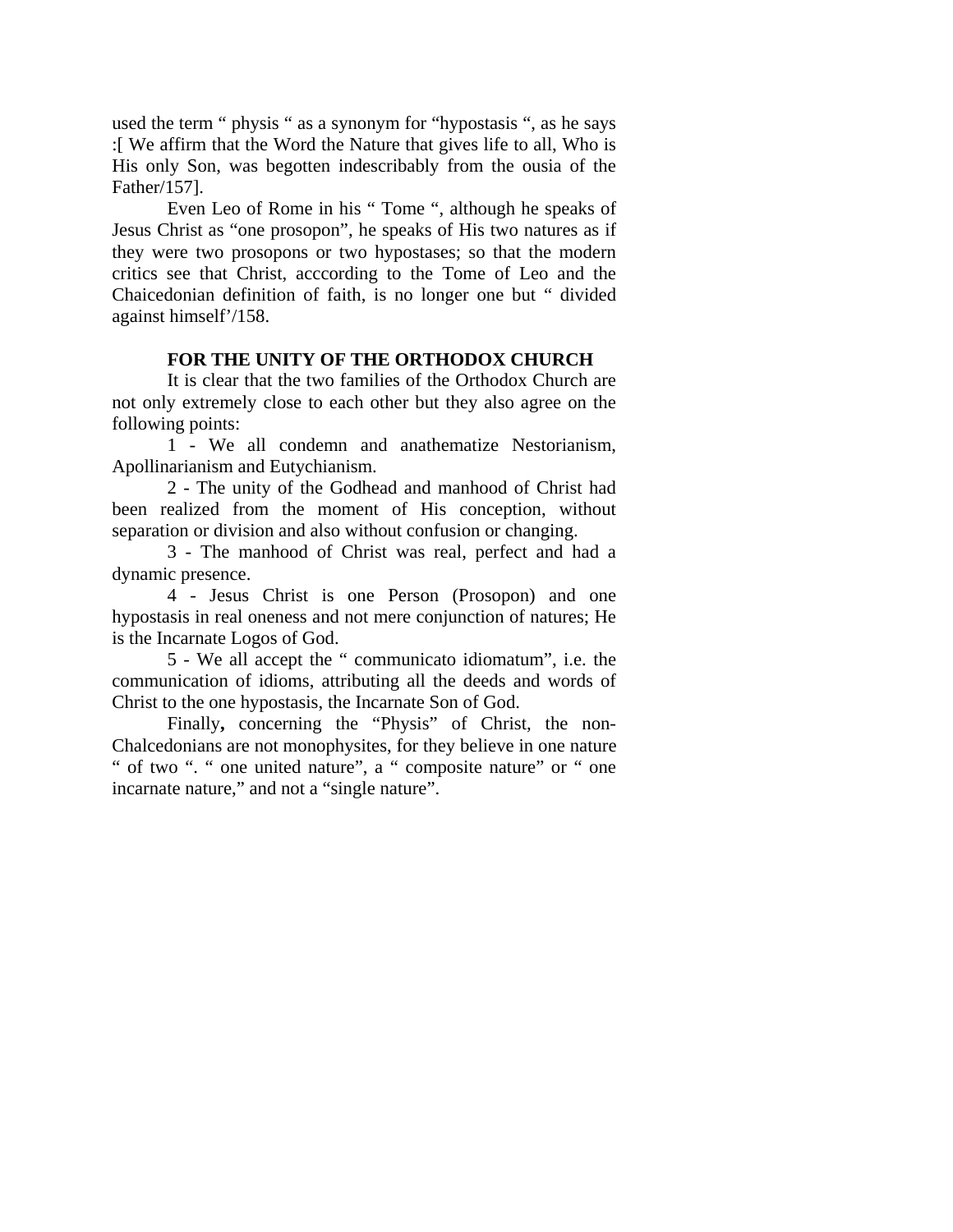used the term " physis " as a synonym for "hypostasis ", as he says :[ We affirm that the Word the Nature that gives life to all, Who is His only Son, was begotten indescribably from the ousia of the Father/157].

Even Leo of Rome in his " Tome ", although he speaks of Jesus Christ as "one prosopon", he speaks of His two natures as if they were two prosopons or two hypostases; so that the modern critics see that Christ, acccording to the Tome of Leo and the Chaicedonian definition of faith, is no longer one but " divided against himself'/158.

**FOR THE UNITY OF THE ORTHODOX CHURCH**

It is clear that the two families of the Orthodox Church are not only extremely close to each other but they also agree on the following points:

1 - We all condemn and anathematize Nestorianism, Apollinarianism and Eutychianism.

2 - The unity of the Godhead and manhood of Christ had been realized from the moment of His conception, without separation or division and also without confusion or changing.

3 - The manhood of Christ was real, perfect and had a dynamic presence.

4 - Jesus Christ is one Person (Prosopon) and one hypostasis in real oneness and not mere conjunction of natures; He is the Incarnate Logos of God.

5 - We all accept the " communicato idiomatum", i.e. the communication of idioms, attributing all the deeds and words of Christ to the one hypostasis, the Incarnate Son of God.

Finally**,** concerning the "Physis" of Christ, the non-Chalcedonians are not monophysites, for they believe in one nature " of two ". " one united nature", a " composite nature" or " one incarnate nature," and not a "single nature".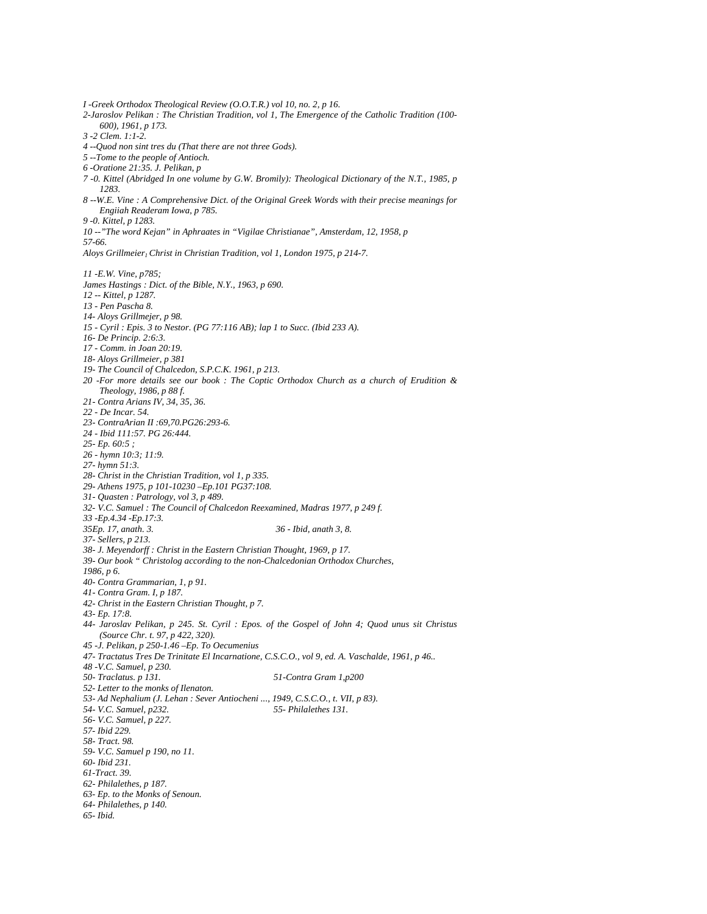*I -Greek Orthodox Theological Review (O.O.T.R.) vol 10, no. 2, p 16.*
*2-Jaroslov Pelikan : The Christian Tradition, vol 1, The Emergence of the Catholic Tradition (100-600), 1961, p 173.*
*3 -2 Clem. 1:1-2.*
*4 --Quod non sint tres du (That there are not three Gods).*
*5 --Tome to the people of Antioch.*
*6 -Oratione 21:35. J. Pelikan, p*
*7 -0. Kittel (Abridged In one volume by G.W. Bromily): Theological Dictionary of the N.T., 1985, p 1283.*
*8 --W.E. Vine : A Comprehensive Dict. of the Original Greek Words with their precise meanings for Engiiah Readeram Iowa, p 785.*
*9 -0. Kittel, p 1283.*
*10 --"The word Kejan" in Aphraates in "Vigilae Christianae", Amsterdam, 12, 1958, p 57-66.*
*Aloys Grillmeier, Christ in Christian Tradition, vol 1, London 1975, p 214-7.*

*11 -E.W. Vine, p785;*
*James Hastings : Dict. of the Bible, N.Y., 1963, p 690.*
*12 -- Kittel, p 1287.*
*13 - Pen Pascha 8.*
*14- Aloys Grillmejer, p 98.*
*15 - Cyril : Epis. 3 to Nestor. (PG 77:116 AB); lap 1 to Succ. (Ibid 233 A).*
*16- De Princip. 2:6:3.*
*17 - Comm. in Joan 20:19.*
*18- Aloys Grillmeier, p 381*
*19- The Council of Chalcedon, S.P.C.K. 1961, p 213.*
*20 -For more details see our book : The Coptic Orthodox Church as a church of Erudition & Theology, 1986, p 88 f.*
*21- Contra Arians IV, 34, 35, 36.*
*22 - De Incar. 54.*
*23- ContraArian II :69,70.PG26:293-6.*
*24 - Ibid 111:57. PG 26:444.*
*25- Ep. 60:5 ;*
*26 - hymn 10:3; 11:9.*
*27- hymn 51:3.*
*28- Christ in the Christian Tradition, vol 1, p 335.*
*29- Athens 1975, p 101-10230 –Ep.101 PG37:108.*
*31- Quasten : Patrology, vol 3, p 489.*
*32- V.C. Samuel : The Council of Chalcedon Reexamined, Madras 1977, p 249 f.*
*33 -Ep.4.34 -Ep.17:3.*
*35Ep. 17, anath. 3.*
*36 - Ibid, anath 3, 8.*
*37- Sellers, p 213.*
*38- J. Meyendorff : Christ in the Eastern Christian Thought, 1969, p 17.*
*39- Our book " Christolog according to the non-Chalcedonian Orthodox Churches, 1986, p 6.*
*40- Contra Grammarian, 1, p 91.*
*41- Contra Gram. I, p 187.*
*42- Christ in the Eastern Christian Thought, p 7.*
*43- Ep. 17:8.*
*44- Jaroslav Pelikan, p 245. St. Cyril : Epos. of the Gospel of John 4; Quod unus sit Christus (Source Chr. t. 97, p 422, 320).*
*45 -J. Pelikan, p 250-1.46 –Ep. To Oecumenius*
*47- Tractatus Tres De Trinitate El Incarnatione, C.S.C.O., vol 9, ed. A. Vaschalde, 1961, p 46..*
*48 -V.C. Samuel, p 230.*
*50- Traclatus. p 131.*
*51-Contra Gram 1,p200*
*52- Letter to the monks of Ilenaton.*
*53- Ad Nephalium (J. Lehan : Sever Antiocheni ..., 1949, C.S.C.O., t. VII, p 83).*
*54- V.C. Samuel, p232.*
*55- Philalethes 131.*
*56- V.C. Samuel, p 227.*
*57- Ibid 229.*
*58- Tract. 98.*
*59- V.C. Samuel p 190, no 11.*
*60- Ibid 231.*
*61-Tract. 39.*
*62- Philalethes, p 187.*
*63- Ep. to the Monks of Senoun.*
*64- Philalethes, p 140.*
*65- Ibid.*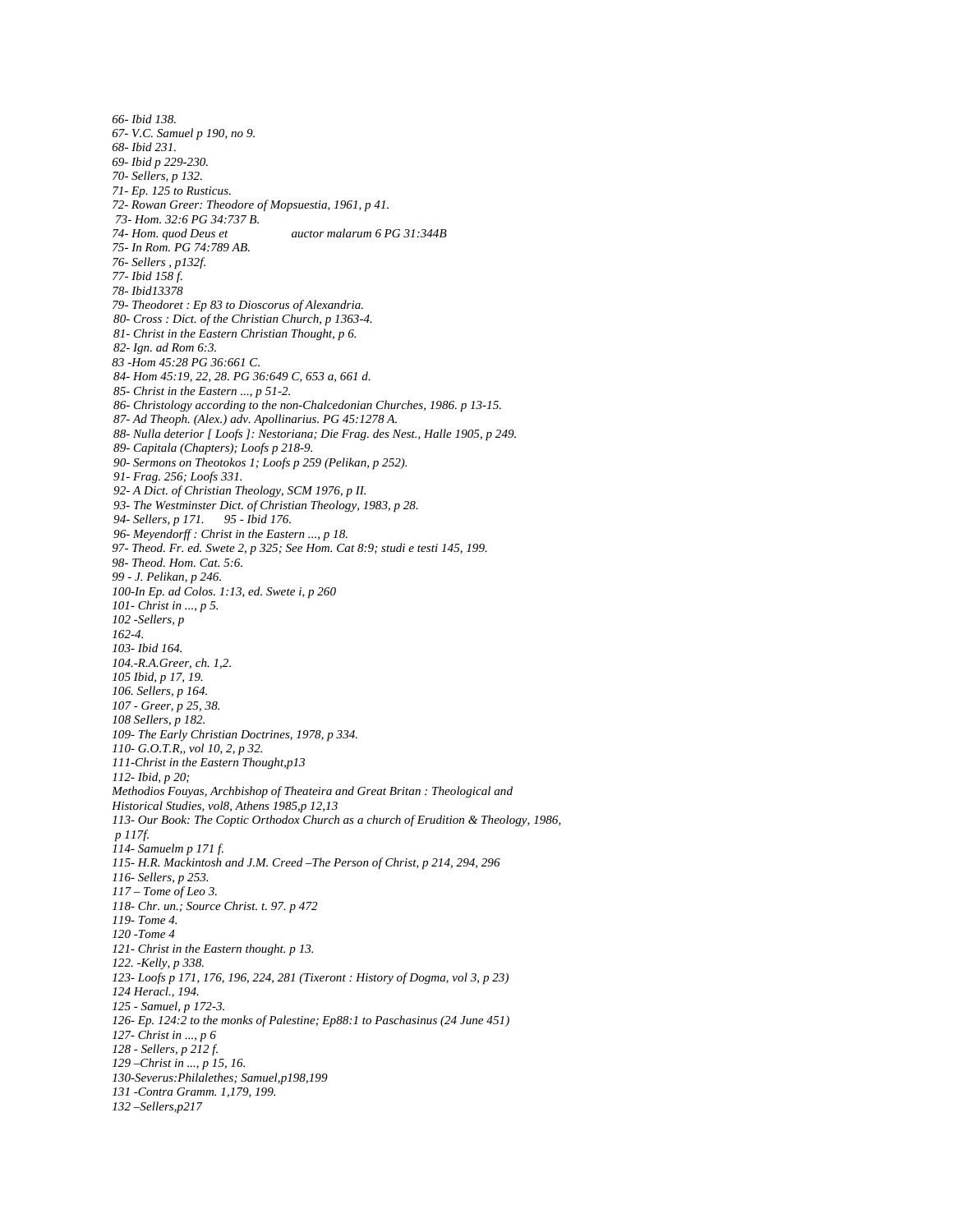*66- Ibid 138.*
*67- V.C. Samuel p 190, no 9.*
*68- Ibid 231.*
*69- Ibid p 229-230.*
*70- Sellers, p 132.*
*71- Ep. 125 to Rusticus.*
*72- Rowan Greer: Theodore of Mopsuestia, 1961, p 41.*
*73- Hom. 32:6 PG 34:737 B.*
*74- Hom. quod Deus et auctor malarum 6 PG 31:344B*
*75- In Rom. PG 74:789 AB.*
*76- Sellers , p132f.*
*77- Ibid 158 f.*
*78- Ibid13378*
*79- Theodoret : Ep 83 to Dioscorus of Alexandria.*
*80- Cross : Dict. of the Christian Church, p 1363-4.*
*81- Christ in the Eastern Christian Thought, p 6.*
*82- Ign. ad Rom 6:3.*
*83 -Hom 45:28 PG 36:661 C.*
*84- Hom 45:19, 22, 28. PG 36:649 C, 653 a, 661 d.*
*85- Christ in the Eastern ..., p 51-2.*
*86- Christology according to the non-Chalcedonian Churches, 1986. p 13-15.*
*87- Ad Theoph. (Alex.) adv. Apollinarius. PG 45:1278 A.*
*88- Nulla deterior [ Loofs ]: Nestoriana; Die Frag. des Nest., Halle 1905, p 249.*
*89- Capitala (Chapters); Loofs p 218-9.*
*90- Sermons on Theotokos 1; Loofs p 259 (Pelikan, p 252).*
*91- Frag. 256; Loofs 331.*
*92- A Dict. of Christian Theology, SCM 1976, p II.*
*93- The Westminster Dict. of Christian Theology, 1983, p 28.*
*94- Sellers, p 171. 95 - Ibid 176.*
*96- Meyendorff : Christ in the Eastern ..., p 18.*
*97- Theod. Fr. ed. Swete 2, p 325; See Hom. Cat 8:9; studi e testi 145, 199.*
*98- Theod. Hom. Cat. 5:6.*
*99 - J. Pelikan, p 246.*
*100-In Ep. ad Colos. 1:13, ed. Swete i, p 260*
*101- Christ in ..., p 5.*
*102 -Sellers, p 162-4.*
*103- Ibid 164.*
*104.-R.A.Greer, ch. 1,2.*
*105 Ibid, p 17, 19.*
*106. Sellers, p 164.*
*107 - Greer, p 25, 38.*
*108 Sellers, p 182.*
*109- The Early Christian Doctrines, 1978, p 334.*
*110- G.O.T.R,, vol 10, 2, p 32.*
*111-Christ in the Eastern Thought,p13*
*112- Ibid, p 20;*
*Methodios Fouyas, Archbishop of Theateira and Great Britan : Theological and Historical Studies, vol8, Athens 1985,p 12,13*
*113- Our Book: The Coptic Orthodox Church as a church of Erudition & Theology, 1986, p 117f.*
*114- Samuelm p 171 f.*
*115- H.R. Mackintosh and J.M. Creed –The Person of Christ, p 214, 294, 296*
*116- Sellers, p 253.*
*117 – Tome of Leo 3.*
*118- Chr. un.; Source Christ. t. 97. p 472*
*119- Tome 4.*
*120 -Tome 4*
*121- Christ in the Eastern thought. p 13.*
*122. -Kelly, p 338.*
*123- Loofs p 171, 176, 196, 224, 281 (Tixeront : History of Dogma, vol 3, p 23)*
*124 Heracl., 194.*
*125 - Samuel, p 172-3.*
*126- Ep. 124:2 to the monks of Palestine; Ep88:1 to Paschasinus (24 June 451)*
*127- Christ in ..., p 6*
*128 - Sellers, p 212 f.*
*129 –Christ in ..., p 15, 16.*
*130-Severus:Philalethes; Samuel,p198,199*
*131 -Contra Gramm. 1,179, 199.*
*132 –Sellers,p217*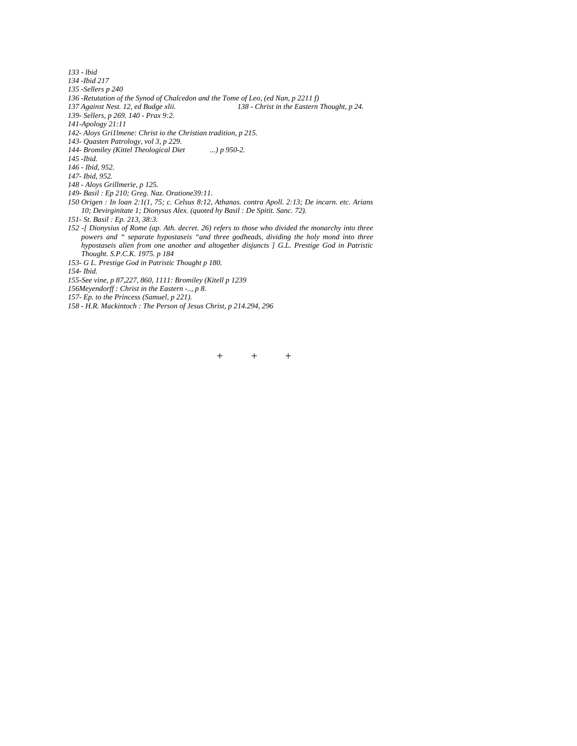*133 - lbid*
*134 -Ibid 217*
*135 -Sellers p 240*
*136 -Retutation of the Synod of Chalcedon and the Tome of Leo, (ed Nan, p 2211 f)*
*137 Against Nest. 12, ed Budge xlii.* *138 - Christ in the Eastern Thought, p 24.*
*139- Sellers, p 269. 140 - Prax 9:2.*
*141-Apology 21:11*
*142- Aloys Gri1lmene: Christ io the Christian tradition, p 215.*
*143- Quasten Patrology, vol 3, p 229.*
*144- Bromiley (Kittel Theological Diet ...) p 950-2.*
*145 -Ibid.*
*146 - Ibid, 952.*
*147- Ibid, 952.*
*148 - Aloys Grillmerie, p 125.*
*149- Basil : Ep 210; Greg. Naz. Oratione39:11.*
*150 Origen : In loan 2:1(1, 75; c. Celsus 8:12, Athanas. contra Apoll. 2:13; De incarn. etc. Arians 10; Devirginitate 1; Dionysus Alex. (quoted hy Basil : De Spitit. Sanc. 72).*
*151- St. Basil : Ep. 213, 38:3.*
*152 -[ Dionysius of Rome (ap. Ath. decret. 26) refers to those who divided the monarchy into three powers and " separate hypostaseis "and three godheads, dividing the holy mond into three hypostaseis alien from one another and altogether disjuncts ] G.L. Prestige God in Patristic Thought. S.P.C.K. 1975. p 184*
*153- G L. Prestige God in Patristic Thought p 180.*
*154- Ibid.*
*155-See vine, p 87,227, 860, 1111: Bromiley (Kitell p 1239*
*156Meyendorff : Christ in the Eastern -.., p 8.*
*157- Ep. to the Princess (Samuel, p 221).*
*158 - H.R. Mackintoch : The Person of Jesus Christ, p 214.294, 296*

\+ \+ \+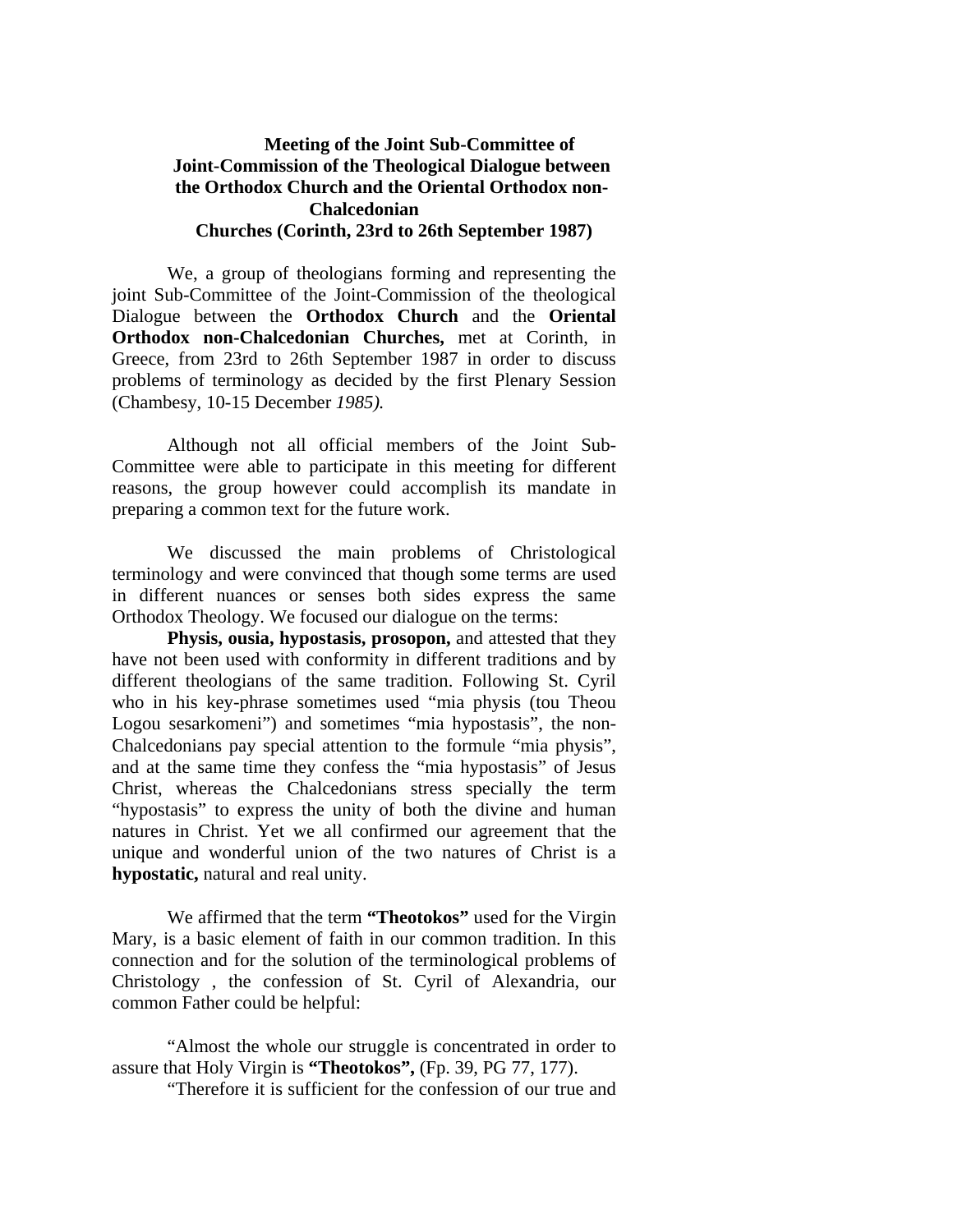**Meeting of the Joint Sub-Committee of Joint-Commission of the Theological Dialogue between the Orthodox Church and the Oriental Orthodox non-Chalcedonian Churches (Corinth, 23rd to 26th September 1987)**

We, a group of theologians forming and representing the joint Sub-Committee of the Joint-Commission of the theological Dialogue between the **Orthodox Church** and the **Oriental Orthodox non-Chalcedonian Churches,** met at Corinth, in Greece, from 23rd to 26th September 1987 in order to discuss problems of terminology as decided by the first Plenary Session (Chambesy, 10-15 December *1985).*

Although not all official members of the Joint Sub-Committee were able to participate in this meeting for different reasons, the group however could accomplish its mandate in preparing a common text for the future work.

We discussed the main problems of Christological terminology and were convinced that though some terms are used in different nuances or senses both sides express the same Orthodox Theology. We focused our dialogue on the terms:

**Physis, ousia, hypostasis, prosopon,** and attested that they have not been used with conformity in different traditions and by different theologians of the same tradition. Following St. Cyril who in his key-phrase sometimes used "mia physis (tou Theou Logou sesarkomeni") and sometimes "mia hypostasis", the non-Chalcedonians pay special attention to the formule "mia physis", and at the same time they confess the "mia hypostasis" of Jesus Christ, whereas the Chalcedonians stress specially the term "hypostasis" to express the unity of both the divine and human natures in Christ. Yet we all confirmed our agreement that the unique and wonderful union of the two natures of Christ is a **hypostatic,** natural and real unity.

We affirmed that the term **"Theotokos"** used for the Virgin Mary, is a basic element of faith in our common tradition. In this connection and for the solution of the terminological problems of Christology , the confession of St. Cyril of Alexandria, our common Father could be helpful:

"Almost the whole our struggle is concentrated in order to assure that Holy Virgin is **"Theotokos",** (Fp. 39, PG 77, 177).

"Therefore it is sufficient for the confession of our true and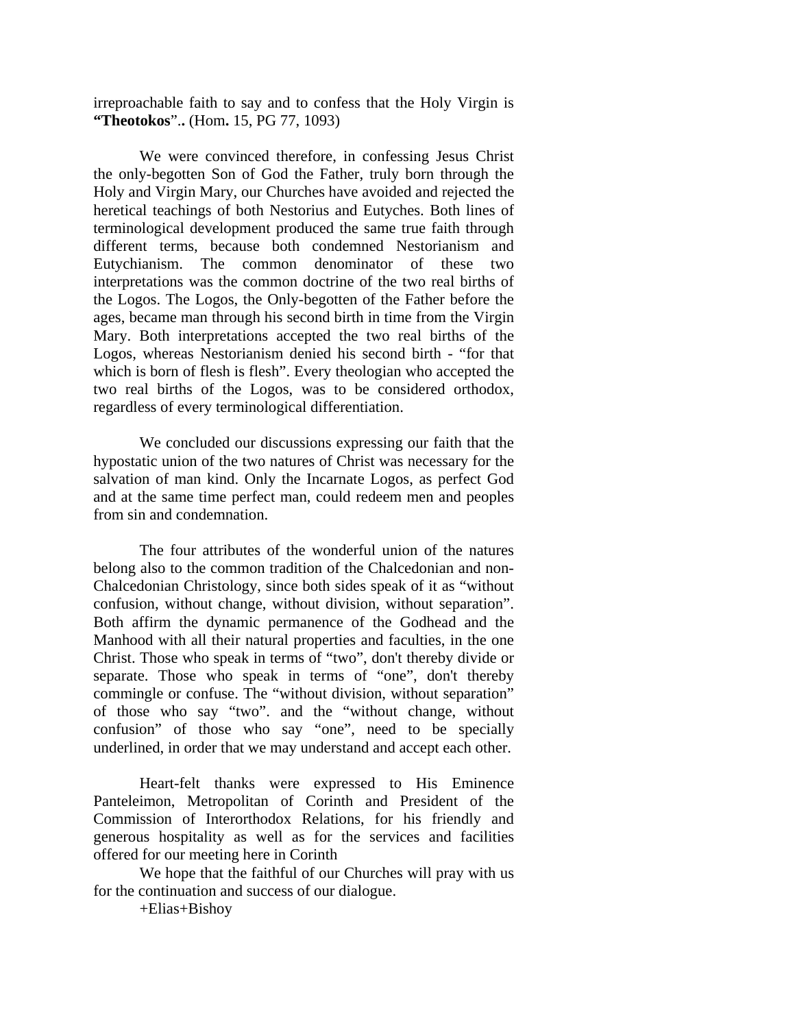irreproachable faith to say and to confess that the Holy Virgin is **"Theotokos**".. (Hom**.** 15, PG 77, 1093)

We were convinced therefore, in confessing Jesus Christ the only-begotten Son of God the Father, truly born through the Holy and Virgin Mary, our Churches have avoided and rejected the heretical teachings of both Nestorius and Eutyches. Both lines of terminological development produced the same true faith through different terms, because both condemned Nestorianism and Eutychianism. The common denominator of these two interpretations was the common doctrine of the two real births of the Logos. The Logos, the Only-begotten of the Father before the ages, became man through his second birth in time from the Virgin Mary. Both interpretations accepted the two real births of the Logos, whereas Nestorianism denied his second birth - "for that which is born of flesh is flesh". Every theologian who accepted the two real births of the Logos, was to be considered orthodox, regardless of every terminological differentiation.

We concluded our discussions expressing our faith that the hypostatic union of the two natures of Christ was necessary for the salvation of man kind. Only the Incarnate Logos, as perfect God and at the same time perfect man, could redeem men and peoples from sin and condemnation.

The four attributes of the wonderful union of the natures belong also to the common tradition of the Chalcedonian and non-Chalcedonian Christology, since both sides speak of it as "without confusion, without change, without division, without separation". Both affirm the dynamic permanence of the Godhead and the Manhood with all their natural properties and faculties, in the one Christ. Those who speak in terms of "two", don't thereby divide or separate. Those who speak in terms of "one", don't thereby commingle or confuse. The "without division, without separation" of those who say "two". and the "without change, without confusion" of those who say "one", need to be specially underlined, in order that we may understand and accept each other.

Heart-felt thanks were expressed to His Eminence Panteleimon, Metropolitan of Corinth and President of the Commission of Interorthodox Relations, for his friendly and generous hospitality as well as for the services and facilities offered for our meeting here in Corinth

We hope that the faithful of our Churches will pray with us for the continuation and success of our dialogue.

+Elias+Bishoy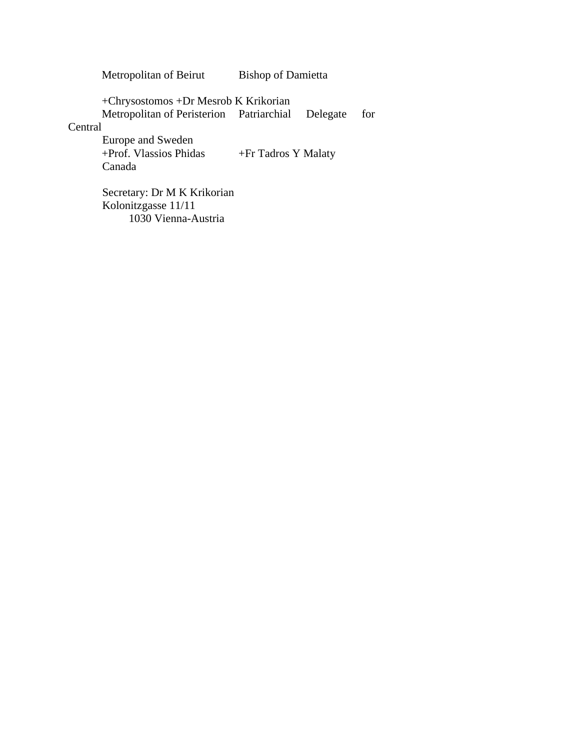Metropolitan of Beirut Bishop of Damietta

+Chrysostomos +Dr Mesrob K Krikorian
Metropolitan of Peristerion Patriarchial Delegate for Central Europe and Sweden
+Prof. Vlassios Phidas +Fr Tadros Y Malaty
Canada

Secretary: Dr M K Krikorian
Kolonitzgasse 11/11
1030 Vienna-Austria